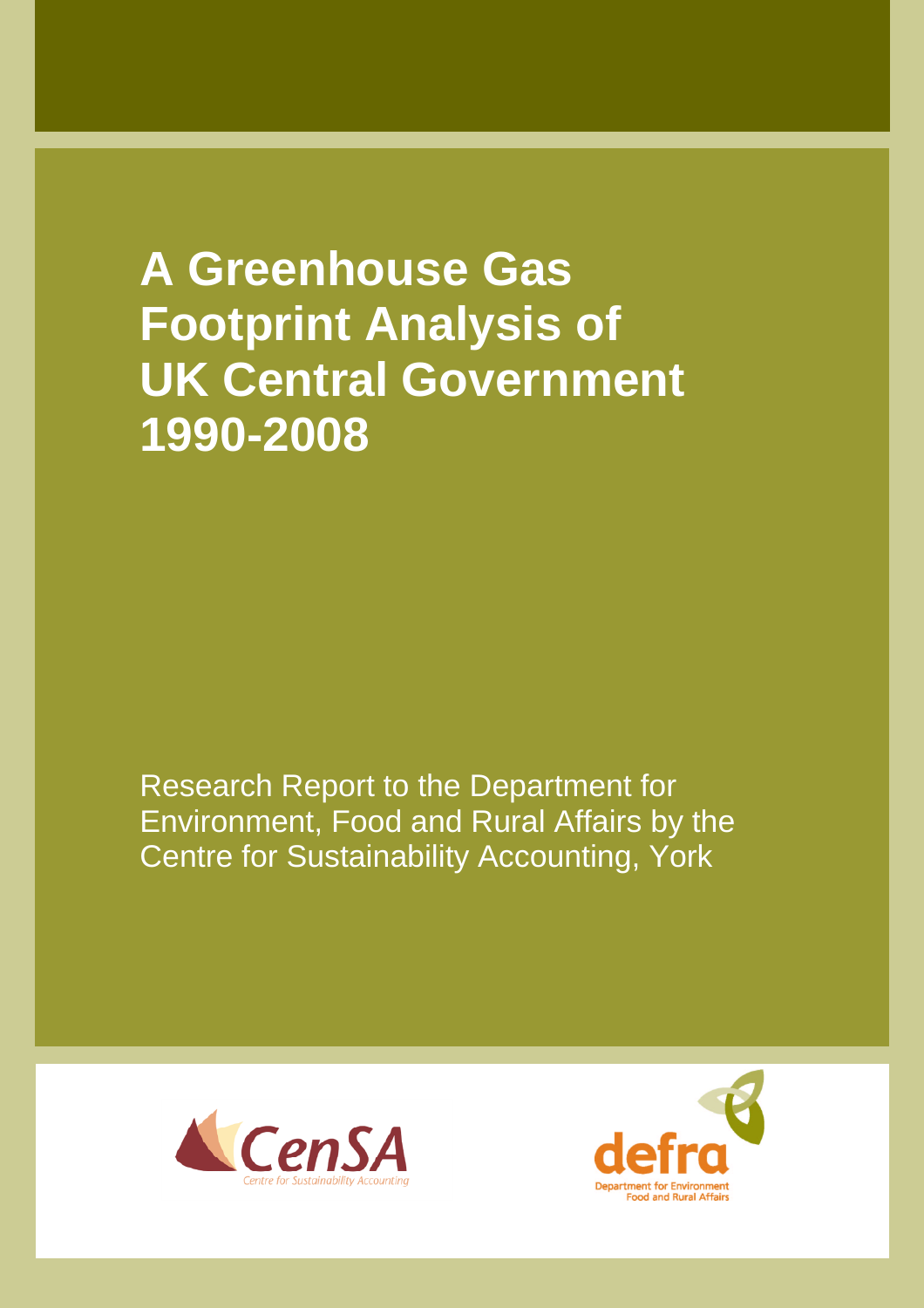# A Greenhouse Gas Footprint Analysis of UK Central Government 1990-2008

Research Report to the Department for Environment, Food and Rural Affairs by the Centre for Sustainability Accounting, York

CenSA
Centre for Sustainability Accounting

defra
Department for Environment Food and Rural Affairs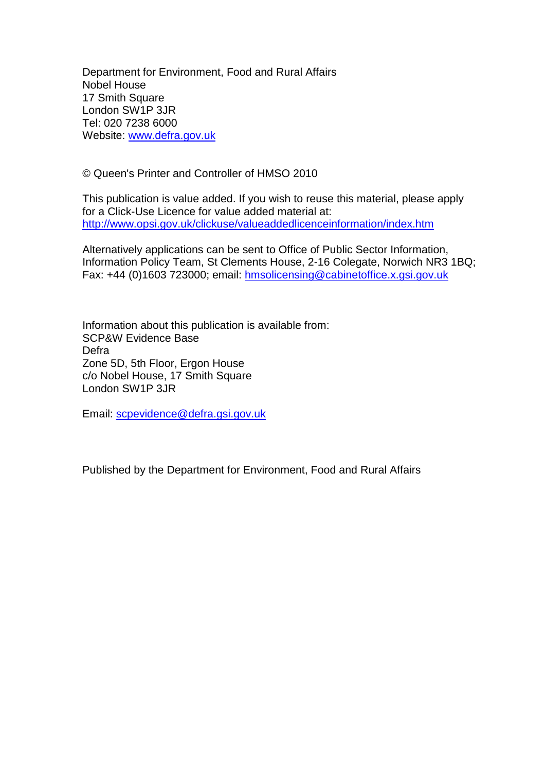Department for Environment, Food and Rural Affairs
Nobel House
17 Smith Square
London SW1P 3JR
Tel: 020 7238 6000
Website: [www.defra.gov.uk](http://www.defra.gov.uk)

© Queen's Printer and Controller of HMSO 2010

This publication is value added. If you wish to reuse this material, please apply for a Click-Use Licence for value added material at: [http://www.opsi.gov.uk/clickuse/valueaddedlicenceinformation/index.htm](http://www.opsi.gov.uk/clickuse/valueaddedlicenceinformation/index.htm)

Alternatively applications can be sent to Office of Public Sector Information, Information Policy Team, St Clements House, 2-16 Colegate, Norwich NR3 1BQ; Fax: +44 (0)1603 723000; email: [hmsolicensing@cabinetoffice.x.gsi.gov.uk](mailto:hmsolicensing@cabinetoffice.x.gsi.gov.uk)

Information about this publication is available from:
SCP&W Evidence Base
Defra
Zone 5D, 5th Floor, Ergon House
c/o Nobel House, 17 Smith Square
London SW1P 3JR

Email: [scpevidence@defra.gsi.gov.uk](mailto:scpevidence@defra.gsi.gov.uk)

Published by the Department for Environment, Food and Rural Affairs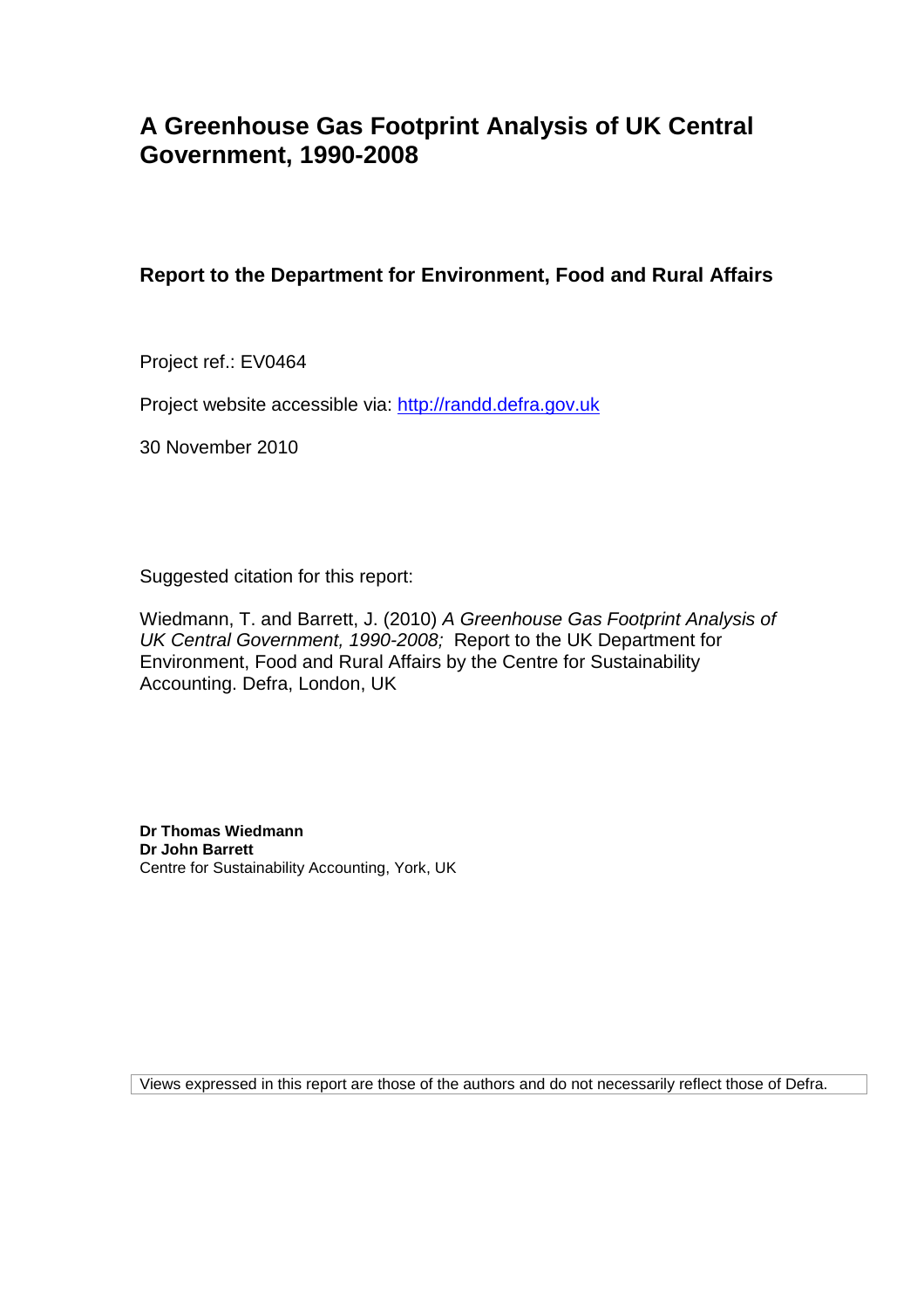# A Greenhouse Gas Footprint Analysis of UK Central Government, 1990-2008

**Report to the Department for Environment, Food and Rural Affairs**

Project ref.: EV0464

Project website accessible via: [http://randd.defra.gov.uk](http://randd.defra.gov.uk)

30 November 2010

Suggested citation for this report:

Wiedmann, T. and Barrett, J. (2010) *A Greenhouse Gas Footprint Analysis of UK Central Government, 1990-2008;* Report to the UK Department for Environment, Food and Rural Affairs by the Centre for Sustainability Accounting. Defra, London, UK

**Dr Thomas Wiedmann**
**Dr John Barrett**
Centre for Sustainability Accounting, York, UK

Views expressed in this report are those of the authors and do not necessarily reflect those of Defra.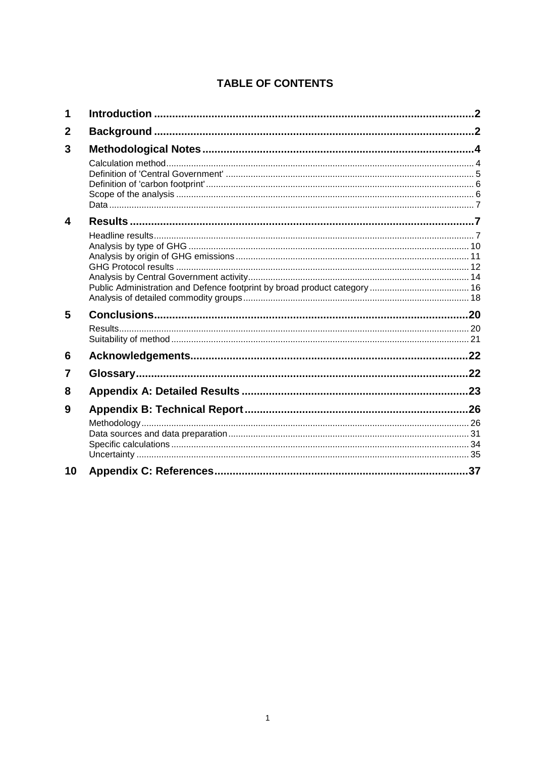## TABLE OF CONTENTS

| | | |
|---|---|---|
| **1** | **Introduction** | **2** |
| **2** | **Background** | **2** |
| **3** | **Methodological Notes** | **4** |
| | Calculation method | 4 |
| | Definition of 'Central Government' | 5 |
| | Definition of 'carbon footprint' | 6 |
| | Scope of the analysis | 6 |
| | Data | 7 |
| **4** | **Results** | **7** |
| | Headline results | 7 |
| | Analysis by type of GHG | 10 |
| | Analysis by origin of GHG emissions | 11 |
| | GHG Protocol results | 12 |
| | Analysis by Central Government activity | 14 |
| | Public Administration and Defence footprint by broad product category | 16 |
| | Analysis of detailed commodity groups | 18 |
| **5** | **Conclusions** | **20** |
| | Results | 20 |
| | Suitability of method | 21 |
| **6** | **Acknowledgements** | **22** |
| **7** | **Glossary** | **22** |
| **8** | **Appendix A: Detailed Results** | **23** |
| **9** | **Appendix B: Technical Report** | **26** |
| | Methodology | 26 |
| | Data sources and data preparation | 31 |
| | Specific calculations | 34 |
| | Uncertainty | 35 |
| **10** | **Appendix C: References** | **37** |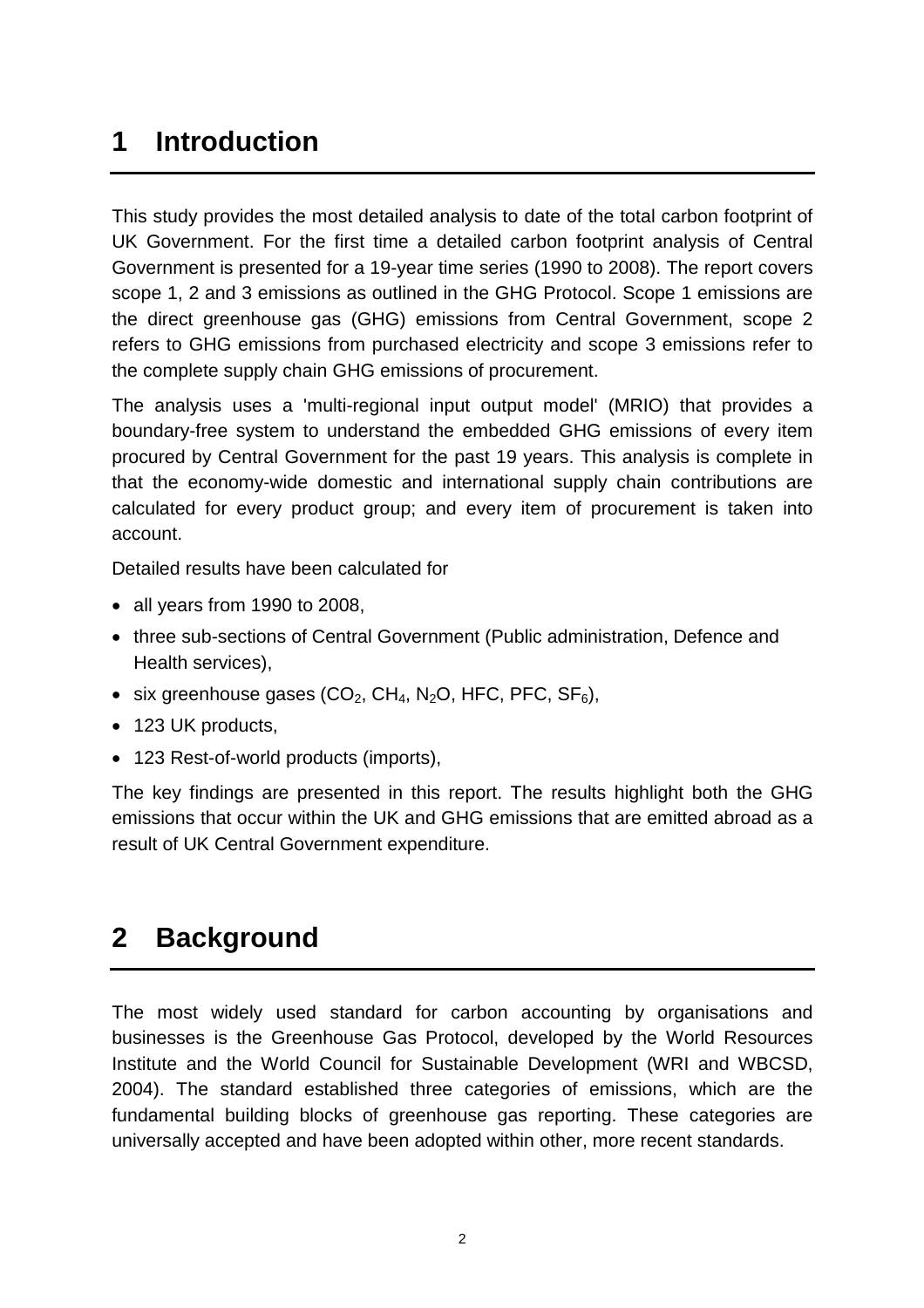# 1 Introduction

This study provides the most detailed analysis to date of the total carbon footprint of UK Government. For the first time a detailed carbon footprint analysis of Central Government is presented for a 19-year time series (1990 to 2008). The report covers scope 1, 2 and 3 emissions as outlined in the GHG Protocol. Scope 1 emissions are the direct greenhouse gas (GHG) emissions from Central Government, scope 2 refers to GHG emissions from purchased electricity and scope 3 emissions refer to the complete supply chain GHG emissions of procurement.

The analysis uses a 'multi-regional input output model' (MRIO) that provides a boundary-free system to understand the embedded GHG emissions of every item procured by Central Government for the past 19 years. This analysis is complete in that the economy-wide domestic and international supply chain contributions are calculated for every product group; and every item of procurement is taken into account.

Detailed results have been calculated for

- all years from 1990 to 2008,
- three sub-sections of Central Government (Public administration, Defence and Health services),
- six greenhouse gases ($CO_2$, $CH_4$, $N_2O$, HFC, PFC, $SF_6$),
- 123 UK products,
- 123 Rest-of-world products (imports),

The key findings are presented in this report. The results highlight both the GHG emissions that occur within the UK and GHG emissions that are emitted abroad as a result of UK Central Government expenditure.

# 2 Background

The most widely used standard for carbon accounting by organisations and businesses is the Greenhouse Gas Protocol, developed by the World Resources Institute and the World Council for Sustainable Development (WRI and WBCSD, 2004). The standard established three categories of emissions, which are the fundamental building blocks of greenhouse gas reporting. These categories are universally accepted and have been adopted within other, more recent standards.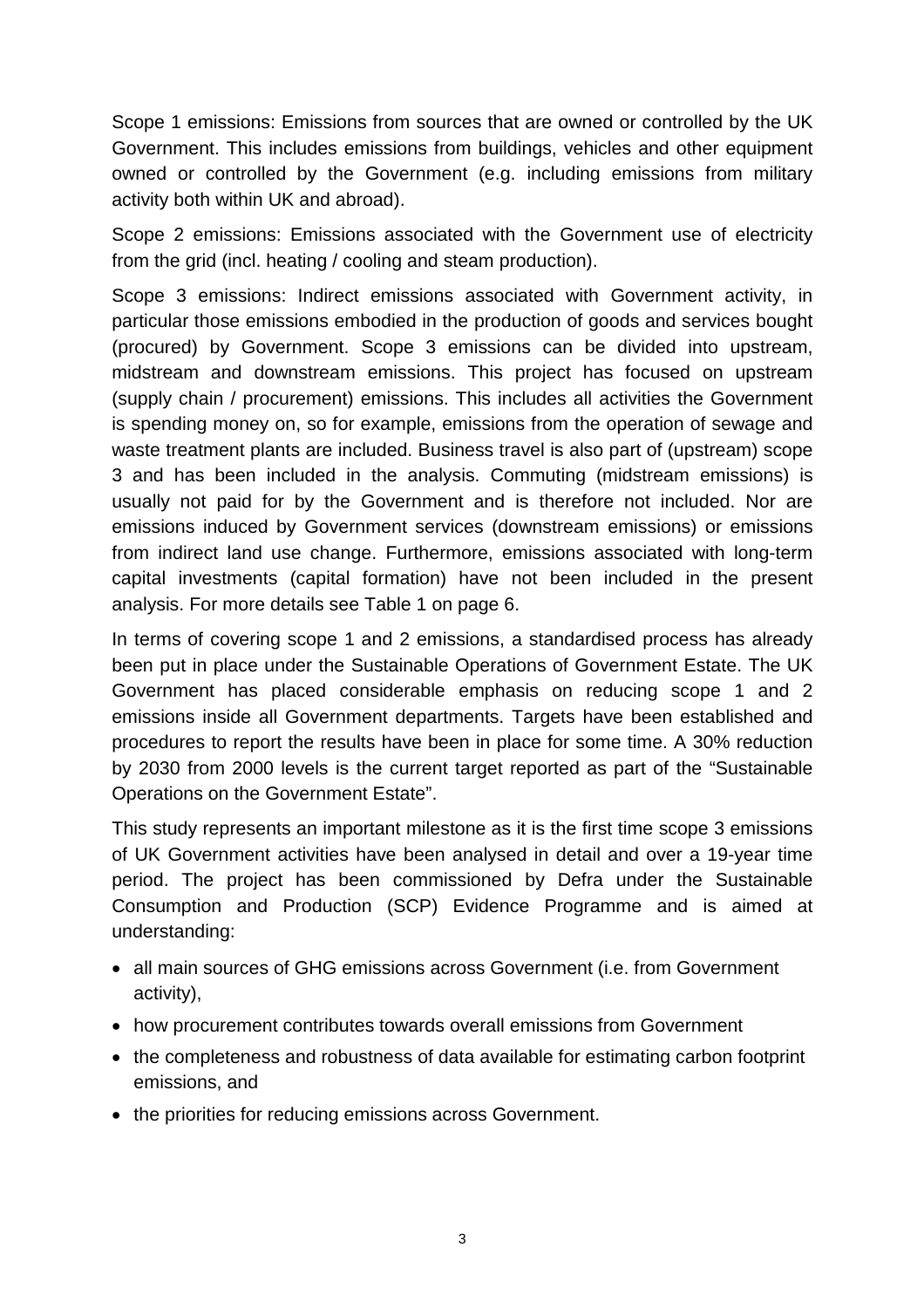Scope 1 emissions: Emissions from sources that are owned or controlled by the UK Government. This includes emissions from buildings, vehicles and other equipment owned or controlled by the Government (e.g. including emissions from military activity both within UK and abroad).

Scope 2 emissions: Emissions associated with the Government use of electricity from the grid (incl. heating / cooling and steam production).

Scope 3 emissions: Indirect emissions associated with Government activity, in particular those emissions embodied in the production of goods and services bought (procured) by Government. Scope 3 emissions can be divided into upstream, midstream and downstream emissions. This project has focused on upstream (supply chain / procurement) emissions. This includes all activities the Government is spending money on, so for example, emissions from the operation of sewage and waste treatment plants are included. Business travel is also part of (upstream) scope 3 and has been included in the analysis. Commuting (midstream emissions) is usually not paid for by the Government and is therefore not included. Nor are emissions induced by Government services (downstream emissions) or emissions from indirect land use change. Furthermore, emissions associated with long-term capital investments (capital formation) have not been included in the present analysis. For more details see Table 1 on page 6.

In terms of covering scope 1 and 2 emissions, a standardised process has already been put in place under the Sustainable Operations of Government Estate. The UK Government has placed considerable emphasis on reducing scope 1 and 2 emissions inside all Government departments. Targets have been established and procedures to report the results have been in place for some time. A 30% reduction by 2030 from 2000 levels is the current target reported as part of the "Sustainable Operations on the Government Estate".

This study represents an important milestone as it is the first time scope 3 emissions of UK Government activities have been analysed in detail and over a 19-year time period. The project has been commissioned by Defra under the Sustainable Consumption and Production (SCP) Evidence Programme and is aimed at understanding:

- all main sources of GHG emissions across Government (i.e. from Government activity),
- how procurement contributes towards overall emissions from Government
- the completeness and robustness of data available for estimating carbon footprint emissions, and
- the priorities for reducing emissions across Government.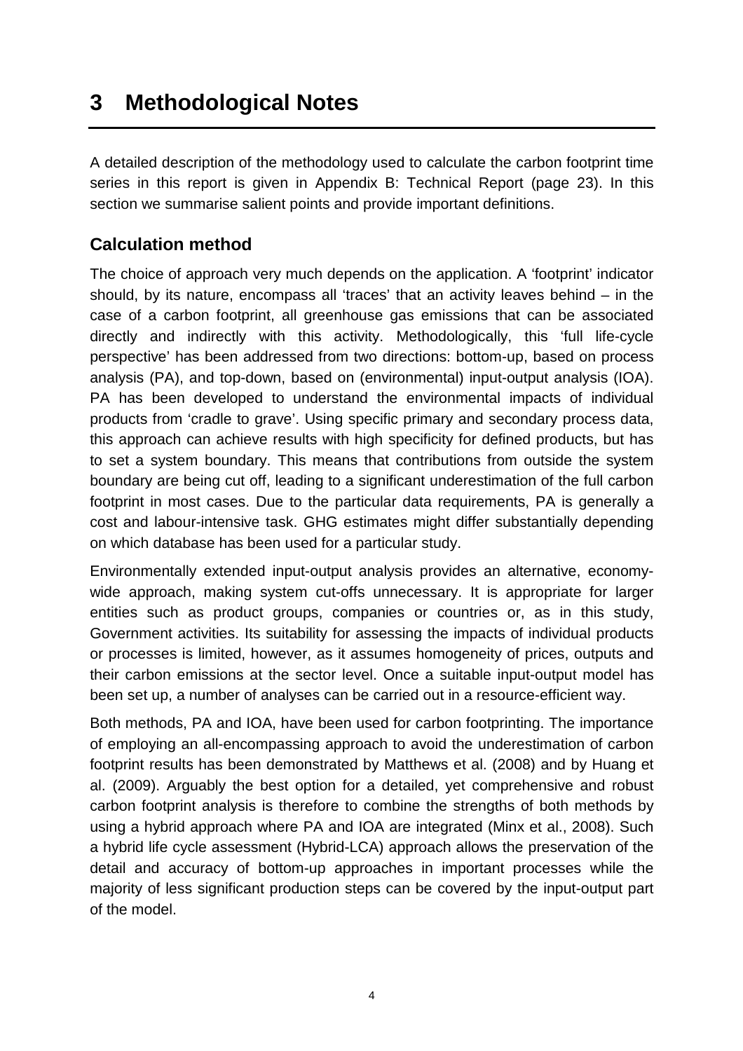# 3 Methodological Notes

A detailed description of the methodology used to calculate the carbon footprint time series in this report is given in Appendix B: Technical Report (page 23). In this section we summarise salient points and provide important definitions.

## Calculation method

The choice of approach very much depends on the application. A 'footprint' indicator should, by its nature, encompass all 'traces' that an activity leaves behind – in the case of a carbon footprint, all greenhouse gas emissions that can be associated directly and indirectly with this activity. Methodologically, this 'full life-cycle perspective' has been addressed from two directions: bottom-up, based on process analysis (PA), and top-down, based on (environmental) input-output analysis (IOA). PA has been developed to understand the environmental impacts of individual products from 'cradle to grave'. Using specific primary and secondary process data, this approach can achieve results with high specificity for defined products, but has to set a system boundary. This means that contributions from outside the system boundary are being cut off, leading to a significant underestimation of the full carbon footprint in most cases. Due to the particular data requirements, PA is generally a cost and labour-intensive task. GHG estimates might differ substantially depending on which database has been used for a particular study.

Environmentally extended input-output analysis provides an alternative, economy-wide approach, making system cut-offs unnecessary. It is appropriate for larger entities such as product groups, companies or countries or, as in this study, Government activities. Its suitability for assessing the impacts of individual products or processes is limited, however, as it assumes homogeneity of prices, outputs and their carbon emissions at the sector level. Once a suitable input-output model has been set up, a number of analyses can be carried out in a resource-efficient way.

Both methods, PA and IOA, have been used for carbon footprinting. The importance of employing an all-encompassing approach to avoid the underestimation of carbon footprint results has been demonstrated by Matthews et al. (2008) and by Huang et al. (2009). Arguably the best option for a detailed, yet comprehensive and robust carbon footprint analysis is therefore to combine the strengths of both methods by using a hybrid approach where PA and IOA are integrated (Minx et al., 2008). Such a hybrid life cycle assessment (Hybrid-LCA) approach allows the preservation of the detail and accuracy of bottom-up approaches in important processes while the majority of less significant production steps can be covered by the input-output part of the model.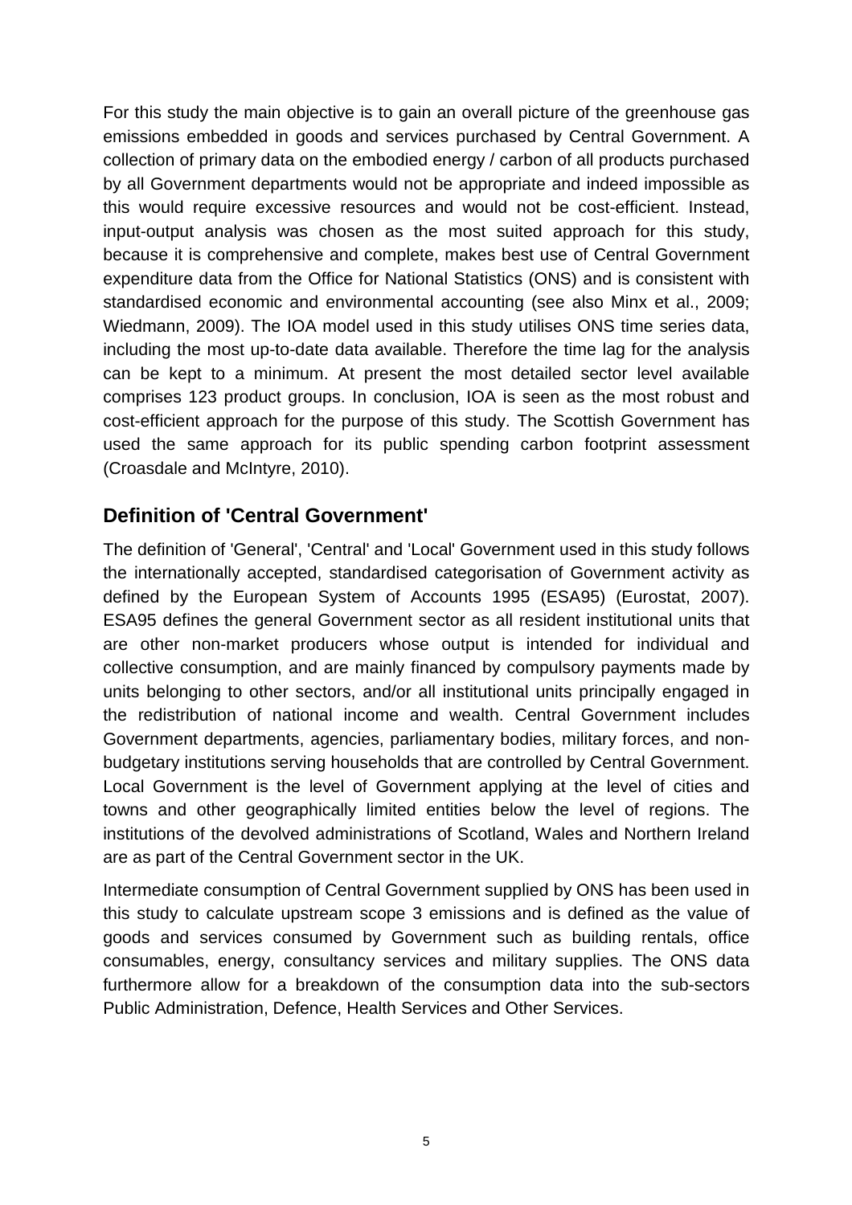For this study the main objective is to gain an overall picture of the greenhouse gas emissions embedded in goods and services purchased by Central Government. A collection of primary data on the embodied energy / carbon of all products purchased by all Government departments would not be appropriate and indeed impossible as this would require excessive resources and would not be cost-efficient. Instead, input-output analysis was chosen as the most suited approach for this study, because it is comprehensive and complete, makes best use of Central Government expenditure data from the Office for National Statistics (ONS) and is consistent with standardised economic and environmental accounting (see also Minx et al., 2009; Wiedmann, 2009). The IOA model used in this study utilises ONS time series data, including the most up-to-date data available. Therefore the time lag for the analysis can be kept to a minimum. At present the most detailed sector level available comprises 123 product groups. In conclusion, IOA is seen as the most robust and cost-efficient approach for the purpose of this study. The Scottish Government has used the same approach for its public spending carbon footprint assessment (Croasdale and McIntyre, 2010).

## Definition of 'Central Government'

The definition of 'General', 'Central' and 'Local' Government used in this study follows the internationally accepted, standardised categorisation of Government activity as defined by the European System of Accounts 1995 (ESA95) (Eurostat, 2007). ESA95 defines the general Government sector as all resident institutional units that are other non-market producers whose output is intended for individual and collective consumption, and are mainly financed by compulsory payments made by units belonging to other sectors, and/or all institutional units principally engaged in the redistribution of national income and wealth. Central Government includes Government departments, agencies, parliamentary bodies, military forces, and non-budgetary institutions serving households that are controlled by Central Government. Local Government is the level of Government applying at the level of cities and towns and other geographically limited entities below the level of regions. The institutions of the devolved administrations of Scotland, Wales and Northern Ireland are as part of the Central Government sector in the UK.

Intermediate consumption of Central Government supplied by ONS has been used in this study to calculate upstream scope 3 emissions and is defined as the value of goods and services consumed by Government such as building rentals, office consumables, energy, consultancy services and military supplies. The ONS data furthermore allow for a breakdown of the consumption data into the sub-sectors Public Administration, Defence, Health Services and Other Services.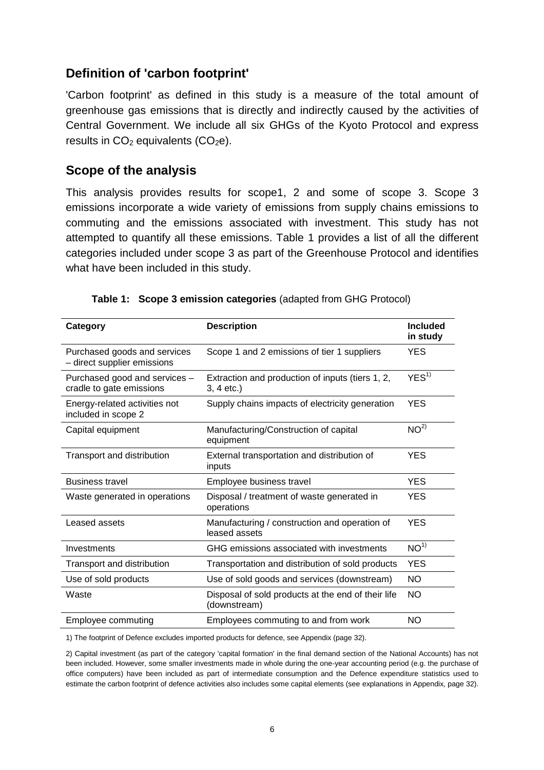## Definition of 'carbon footprint'

'Carbon footprint' as defined in this study is a measure of the total amount of greenhouse gas emissions that is directly and indirectly caused by the activities of Central Government. We include all six GHGs of the Kyoto Protocol and express results in $CO_2$ equivalents ($CO_2e$).

## Scope of the analysis

This analysis provides results for scope1, 2 and some of scope 3. Scope 3 emissions incorporate a wide variety of emissions from supply chains emissions to commuting and the emissions associated with investment. This study has not attempted to quantify all these emissions. Table 1 provides a list of all the different categories included under scope 3 as part of the Greenhouse Protocol and identifies what have been included in this study.

**Table 1: Scope 3 emission categories** (adapted from GHG Protocol)

| Category | Description | Included in study |
|---|---|---|
| Purchased goods and services – direct supplier emissions | Scope 1 and 2 emissions of tier 1 suppliers | YES |
| Purchased good and services – cradle to gate emissions | Extraction and production of inputs (tiers 1, 2, 3, 4 etc.) | YES[1)] |
| Energy-related activities not included in scope 2 | Supply chains impacts of electricity generation | YES |
| Capital equipment | Manufacturing/Construction of capital equipment | NO[2)] |
| Transport and distribution | External transportation and distribution of inputs | YES |
| Business travel | Employee business travel | YES |
| Waste generated in operations | Disposal / treatment of waste generated in operations | YES |
| Leased assets | Manufacturing / construction and operation of leased assets | YES |
| Investments | GHG emissions associated with investments | NO[1)] |
| Transport and distribution | Transportation and distribution of sold products | YES |
| Use of sold products | Use of sold goods and services (downstream) | NO |
| Waste | Disposal of sold products at the end of their life (downstream) | NO |
| Employee commuting | Employees commuting to and from work | NO |

1) The footprint of Defence excludes imported products for defence, see Appendix (page 32).

2) Capital investment (as part of the category 'capital formation' in the final demand section of the National Accounts) has not been included. However, some smaller investments made in whole during the one-year accounting period (e.g. the purchase of office computers) have been included as part of intermediate consumption and the Defence expenditure statistics used to estimate the carbon footprint of defence activities also includes some capital elements (see explanations in Appendix, page 32).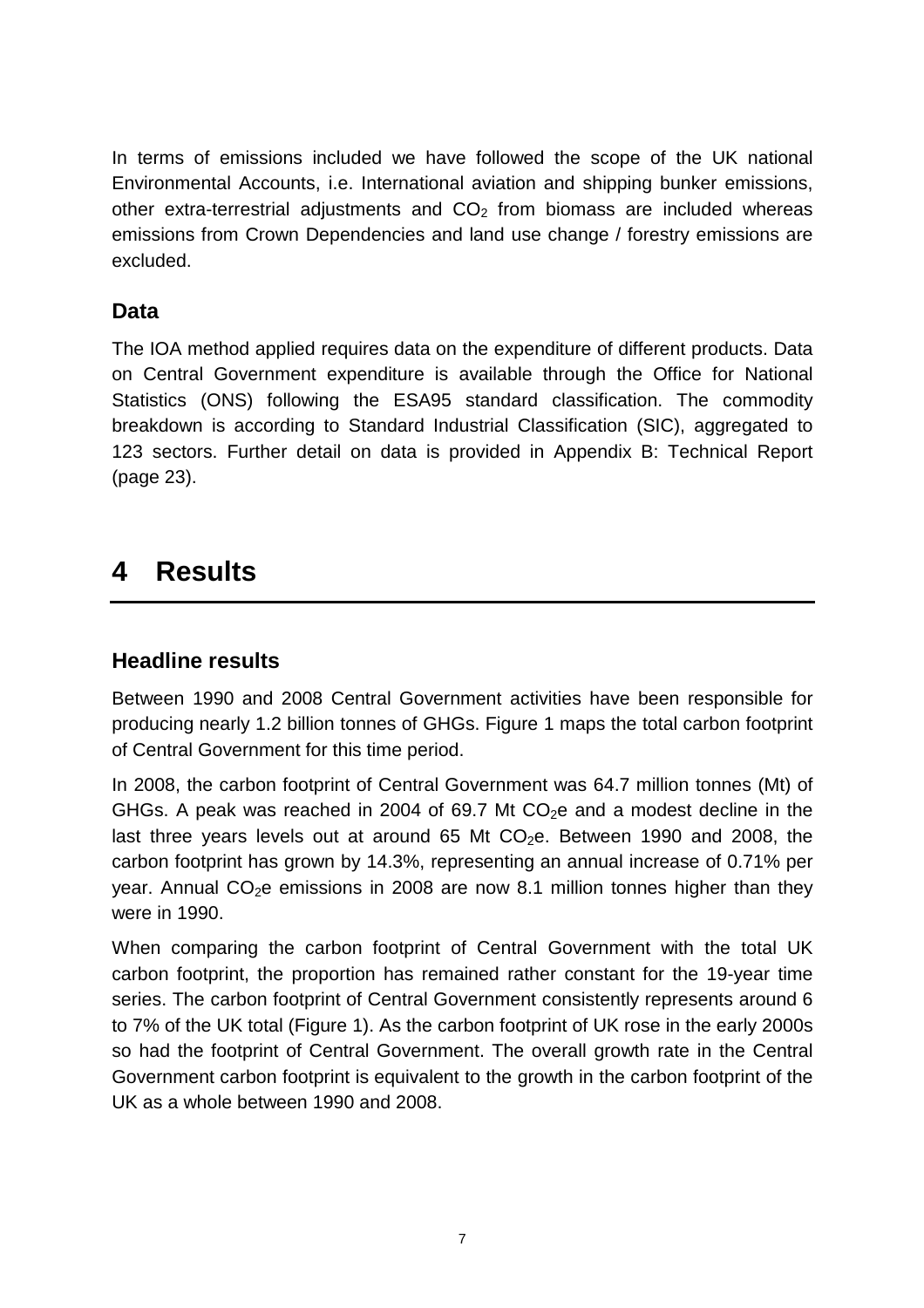In terms of emissions included we have followed the scope of the UK national Environmental Accounts, i.e. International aviation and shipping bunker emissions, other extra-terrestrial adjustments and $CO_2$ from biomass are included whereas emissions from Crown Dependencies and land use change / forestry emissions are excluded.

### Data

The IOA method applied requires data on the expenditure of different products. Data on Central Government expenditure is available through the Office for National Statistics (ONS) following the ESA95 standard classification. The commodity breakdown is according to Standard Industrial Classification (SIC), aggregated to 123 sectors. Further detail on data is provided in Appendix B: Technical Report (page 23).

# 4 Results

### Headline results

Between 1990 and 2008 Central Government activities have been responsible for producing nearly 1.2 billion tonnes of GHGs. Figure 1 maps the total carbon footprint of Central Government for this time period.

In 2008, the carbon footprint of Central Government was 64.7 million tonnes (Mt) of GHGs. A peak was reached in 2004 of 69.7 Mt $CO_2e$ and a modest decline in the last three years levels out at around 65 Mt $CO_2e$. Between 1990 and 2008, the carbon footprint has grown by 14.3%, representing an annual increase of 0.71% per year. Annual $CO_2e$ emissions in 2008 are now 8.1 million tonnes higher than they were in 1990.

When comparing the carbon footprint of Central Government with the total UK carbon footprint, the proportion has remained rather constant for the 19-year time series. The carbon footprint of Central Government consistently represents around 6 to 7% of the UK total (Figure 1). As the carbon footprint of UK rose in the early 2000s so had the footprint of Central Government. The overall growth rate in the Central Government carbon footprint is equivalent to the growth in the carbon footprint of the UK as a whole between 1990 and 2008.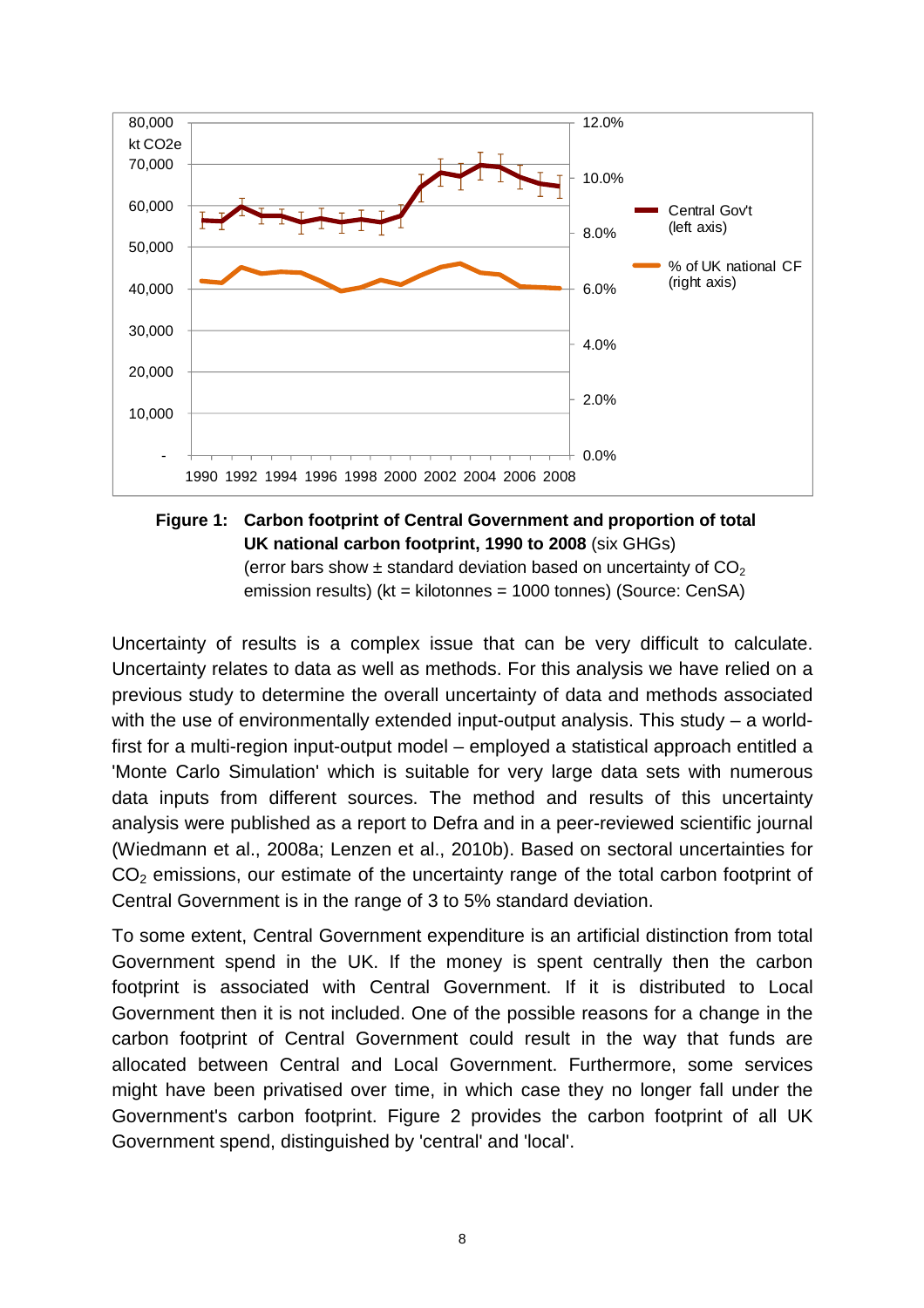**Figure 1: Carbon footprint of Central Government and proportion of total UK national carbon footprint, 1990 to 2008** (six GHGs) (error bars show ± standard deviation based on uncertainty of $CO_2$ emission results) (kt = kilotonnes = 1000 tonnes) (Source: CenSA)

Uncertainty of results is a complex issue that can be very difficult to calculate. Uncertainty relates to data as well as methods. For this analysis we have relied on a previous study to determine the overall uncertainty of data and methods associated with the use of environmentally extended input-output analysis. This study – a world-first for a multi-region input-output model – employed a statistical approach entitled a 'Monte Carlo Simulation' which is suitable for very large data sets with numerous data inputs from different sources. The method and results of this uncertainty analysis were published as a report to Defra and in a peer-reviewed scientific journal (Wiedmann et al., 2008a; Lenzen et al., 2010b). Based on sectoral uncertainties for $CO_2$ emissions, our estimate of the uncertainty range of the total carbon footprint of Central Government is in the range of 3 to 5% standard deviation.

To some extent, Central Government expenditure is an artificial distinction from total Government spend in the UK. If the money is spent centrally then the carbon footprint is associated with Central Government. If it is distributed to Local Government then it is not included. One of the possible reasons for a change in the carbon footprint of Central Government could result in the way that funds are allocated between Central and Local Government. Furthermore, some services might have been privatised over time, in which case they no longer fall under the Government's carbon footprint. Figure 2 provides the carbon footprint of all UK Government spend, distinguished by 'central' and 'local'.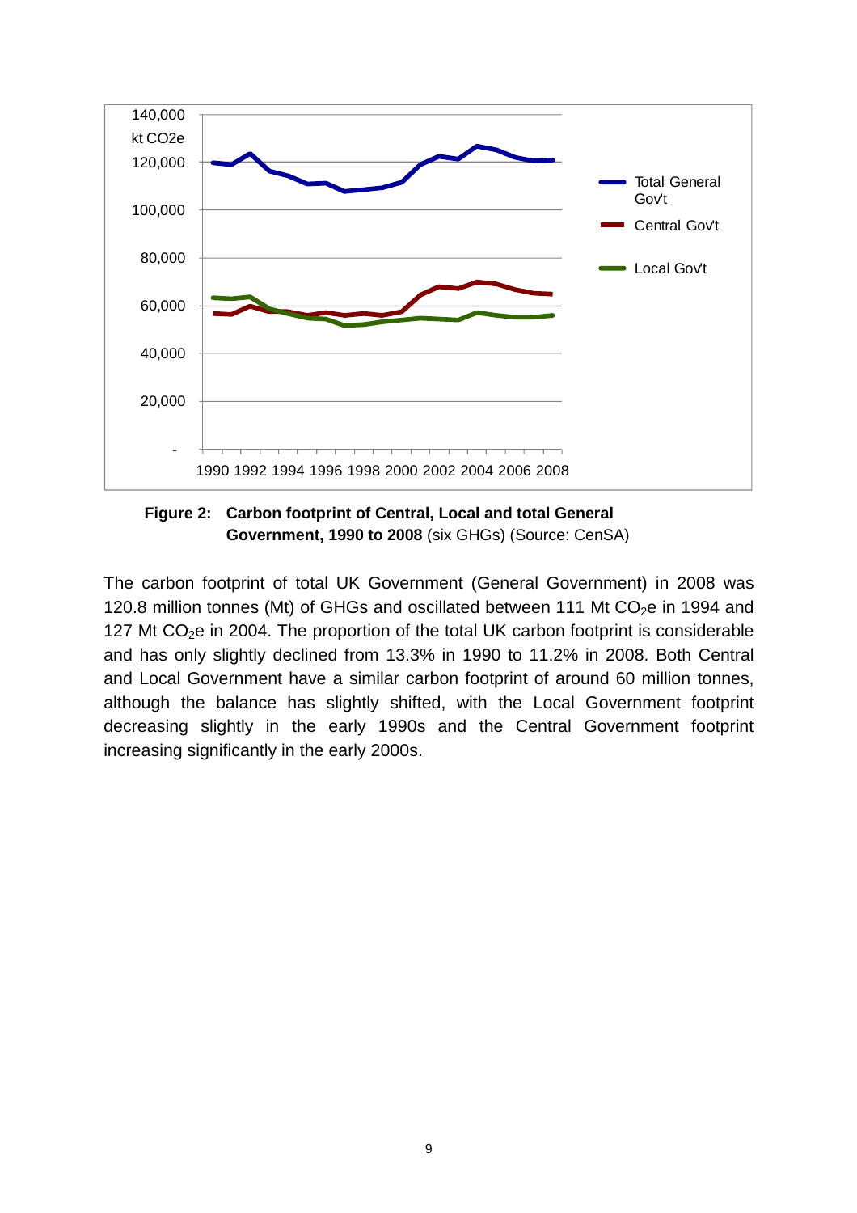**Figure 2: Carbon footprint of Central, Local and total General Government, 1990 to 2008** (six GHGs) (Source: CenSA)

The carbon footprint of total UK Government (General Government) in 2008 was 120.8 million tonnes (Mt) of GHGs and oscillated between 111 Mt $CO_2$e in 1994 and 127 Mt $CO_2$e in 2004. The proportion of the total UK carbon footprint is considerable and has only slightly declined from 13.3% in 1990 to 11.2% in 2008. Both Central and Local Government have a similar carbon footprint of around 60 million tonnes, although the balance has slightly shifted, with the Local Government footprint decreasing slightly in the early 1990s and the Central Government footprint increasing significantly in the early 2000s.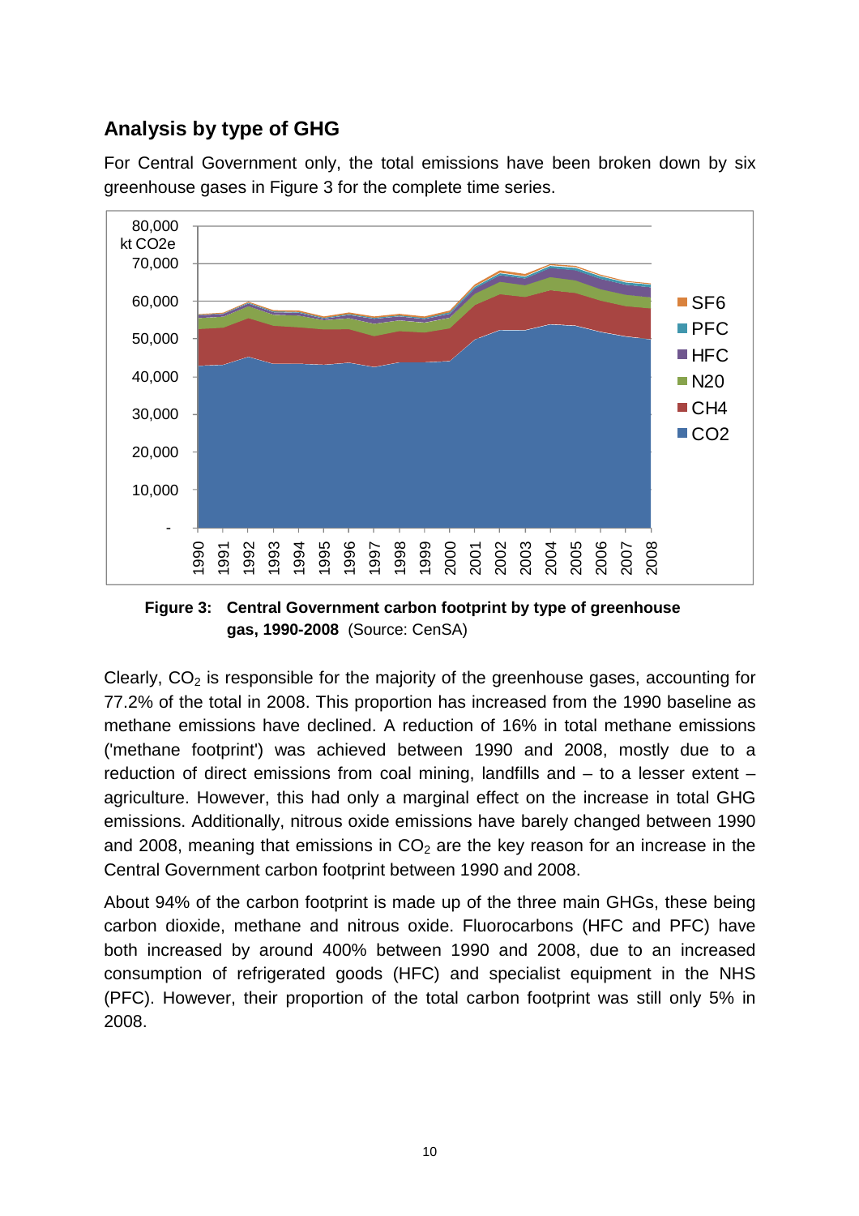## Analysis by type of GHG

For Central Government only, the total emissions have been broken down by six greenhouse gases in Figure 3 for the complete time series.

**Figure 3: Central Government carbon footprint by type of greenhouse gas, 1990-2008** (Source: CenSA)

Clearly, $CO_2$ is responsible for the majority of the greenhouse gases, accounting for 77.2% of the total in 2008. This proportion has increased from the 1990 baseline as methane emissions have declined. A reduction of 16% in total methane emissions ('methane footprint') was achieved between 1990 and 2008, mostly due to a reduction of direct emissions from coal mining, landfills and – to a lesser extent – agriculture. However, this had only a marginal effect on the increase in total GHG emissions. Additionally, nitrous oxide emissions have barely changed between 1990 and 2008, meaning that emissions in $CO_2$ are the key reason for an increase in the Central Government carbon footprint between 1990 and 2008.

About 94% of the carbon footprint is made up of the three main GHGs, these being carbon dioxide, methane and nitrous oxide. Fluorocarbons (HFC and PFC) have both increased by around 400% between 1990 and 2008, due to an increased consumption of refrigerated goods (HFC) and specialist equipment in the NHS (PFC). However, their proportion of the total carbon footprint was still only 5% in 2008.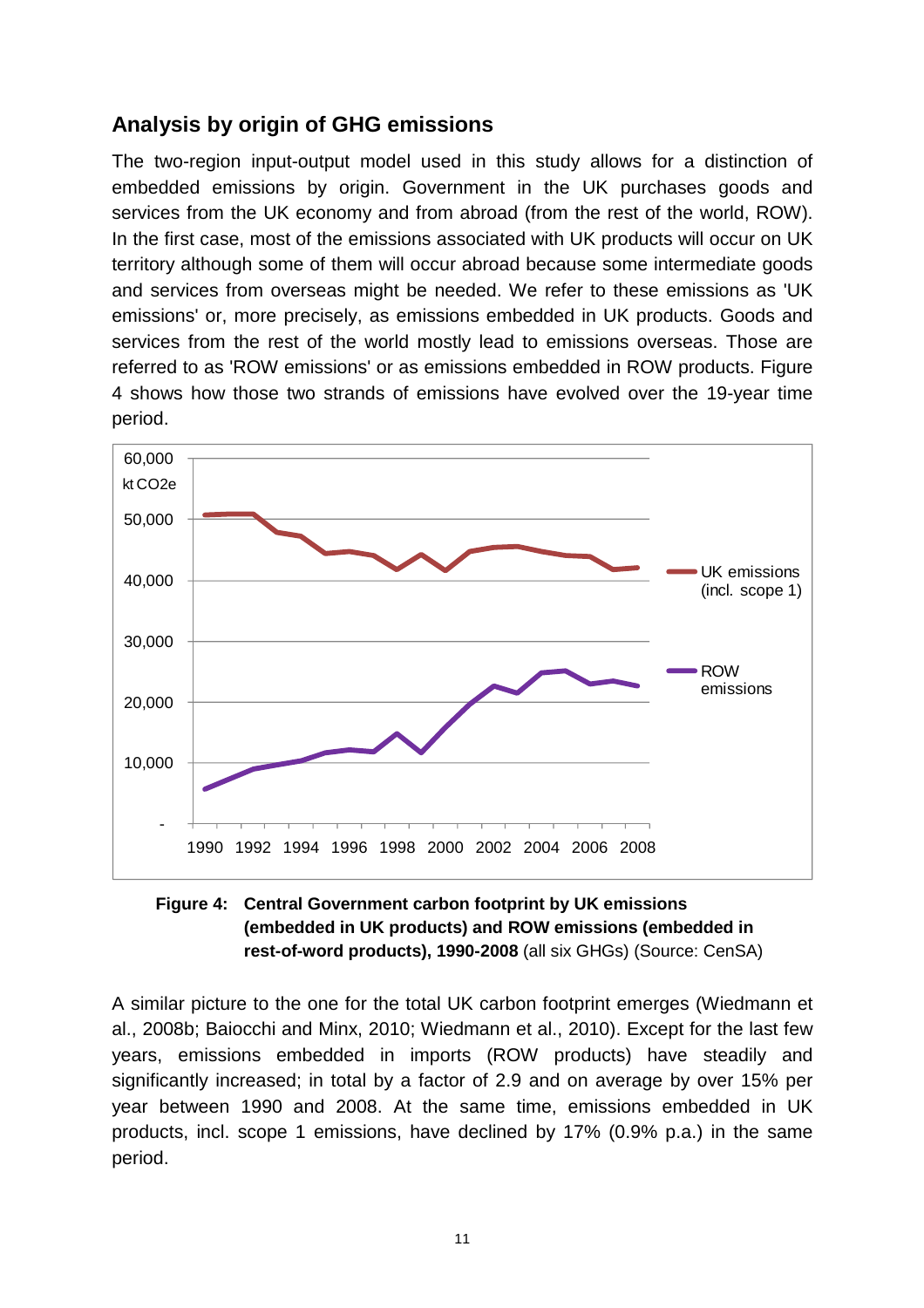## Analysis by origin of GHG emissions

The two-region input-output model used in this study allows for a distinction of embedded emissions by origin. Government in the UK purchases goods and services from the UK economy and from abroad (from the rest of the world, ROW). In the first case, most of the emissions associated with UK products will occur on UK territory although some of them will occur abroad because some intermediate goods and services from overseas might be needed. We refer to these emissions as 'UK emissions' or, more precisely, as emissions embedded in UK products. Goods and services from the rest of the world mostly lead to emissions overseas. Those are referred to as 'ROW emissions' or as emissions embedded in ROW products. Figure 4 shows how those two strands of emissions have evolved over the 19-year time period.

**Figure 4: Central Government carbon footprint by UK emissions (embedded in UK products) and ROW emissions (embedded in rest-of-word products), 1990-2008** (all six GHGs) (Source: CenSA)

A similar picture to the one for the total UK carbon footprint emerges (Wiedmann et al., 2008b; Baiocchi and Minx, 2010; Wiedmann et al., 2010). Except for the last few years, emissions embedded in imports (ROW products) have steadily and significantly increased; in total by a factor of 2.9 and on average by over 15% per year between 1990 and 2008. At the same time, emissions embedded in UK products, incl. scope 1 emissions, have declined by 17% (0.9% p.a.) in the same period.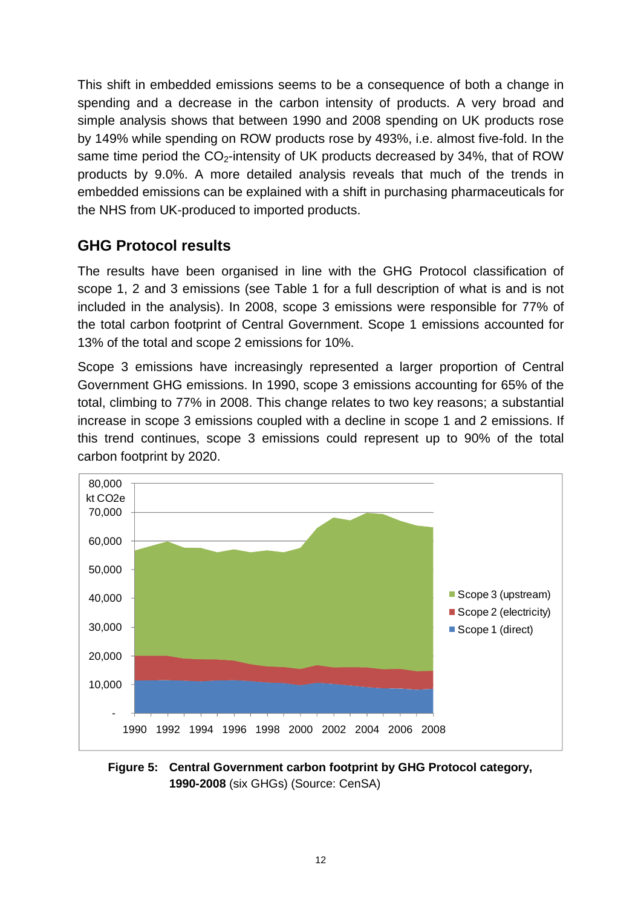This shift in embedded emissions seems to be a consequence of both a change in spending and a decrease in the carbon intensity of products. A very broad and simple analysis shows that between 1990 and 2008 spending on UK products rose by 149% while spending on ROW products rose by 493%, i.e. almost five-fold. In the same time period the $CO_2$-intensity of UK products decreased by 34%, that of ROW products by 9.0%. A more detailed analysis reveals that much of the trends in embedded emissions can be explained with a shift in purchasing pharmaceuticals for the NHS from UK-produced to imported products.

## GHG Protocol results

The results have been organised in line with the GHG Protocol classification of scope 1, 2 and 3 emissions (see Table 1 for a full description of what is and is not included in the analysis). In 2008, scope 3 emissions were responsible for 77% of the total carbon footprint of Central Government. Scope 1 emissions accounted for 13% of the total and scope 2 emissions for 10%.

Scope 3 emissions have increasingly represented a larger proportion of Central Government GHG emissions. In 1990, scope 3 emissions accounting for 65% of the total, climbing to 77% in 2008. This change relates to two key reasons; a substantial increase in scope 3 emissions coupled with a decline in scope 1 and 2 emissions. If this trend continues, scope 3 emissions could represent up to 90% of the total carbon footprint by 2020.

**Figure 5: Central Government carbon footprint by GHG Protocol category, 1990-2008** (six GHGs) (Source: CenSA)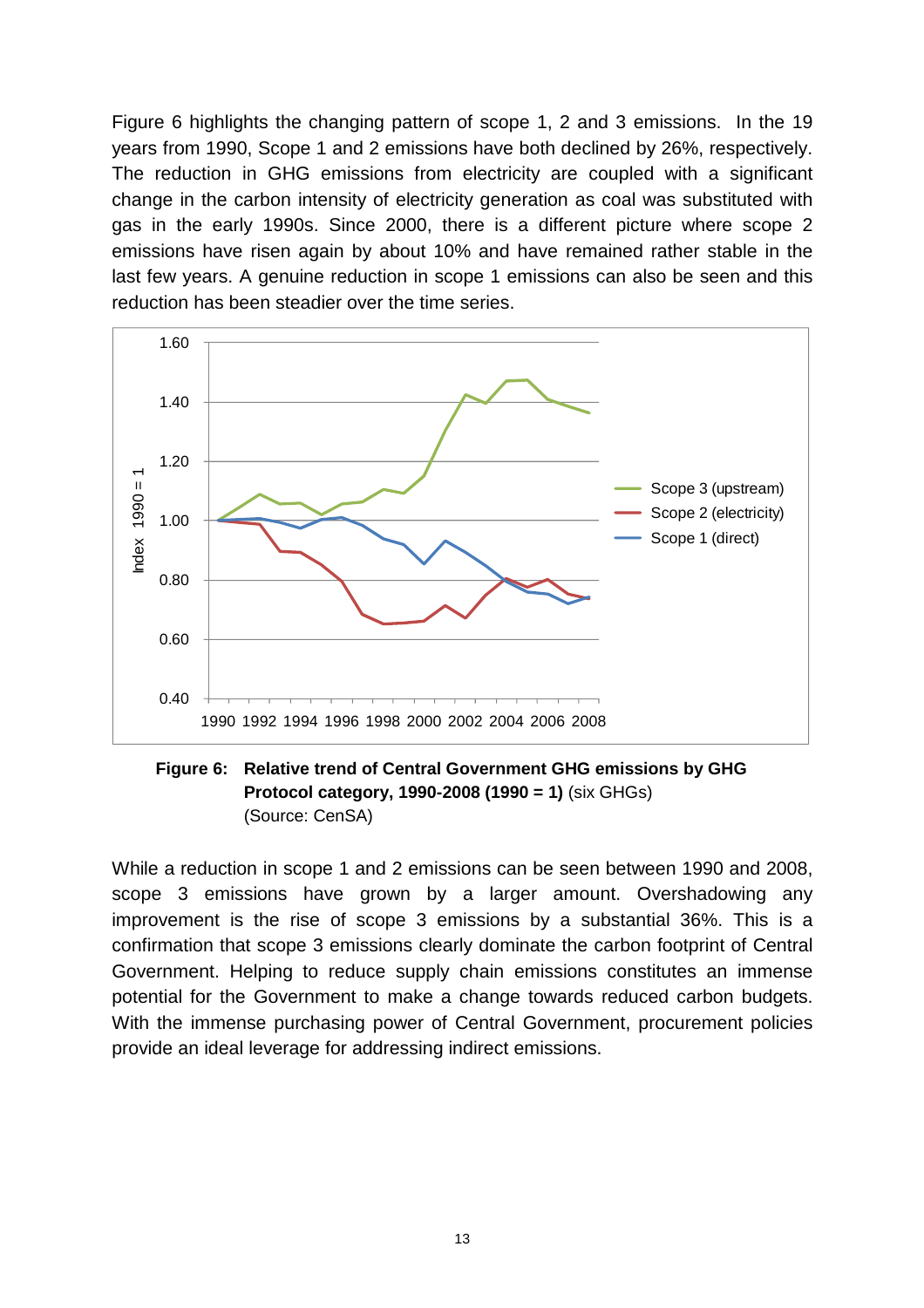Figure 6 highlights the changing pattern of scope 1, 2 and 3 emissions. In the 19 years from 1990, Scope 1 and 2 emissions have both declined by 26%, respectively. The reduction in GHG emissions from electricity are coupled with a significant change in the carbon intensity of electricity generation as coal was substituted with gas in the early 1990s. Since 2000, there is a different picture where scope 2 emissions have risen again by about 10% and have remained rather stable in the last few years. A genuine reduction in scope 1 emissions can also be seen and this reduction has been steadier over the time series.

**Figure 6: Relative trend of Central Government GHG emissions by GHG Protocol category, 1990-2008 (1990 = 1)** (six GHGs)
(Source: CenSA)

While a reduction in scope 1 and 2 emissions can be seen between 1990 and 2008, scope 3 emissions have grown by a larger amount. Overshadowing any improvement is the rise of scope 3 emissions by a substantial 36%. This is a confirmation that scope 3 emissions clearly dominate the carbon footprint of Central Government. Helping to reduce supply chain emissions constitutes an immense potential for the Government to make a change towards reduced carbon budgets. With the immense purchasing power of Central Government, procurement policies provide an ideal leverage for addressing indirect emissions.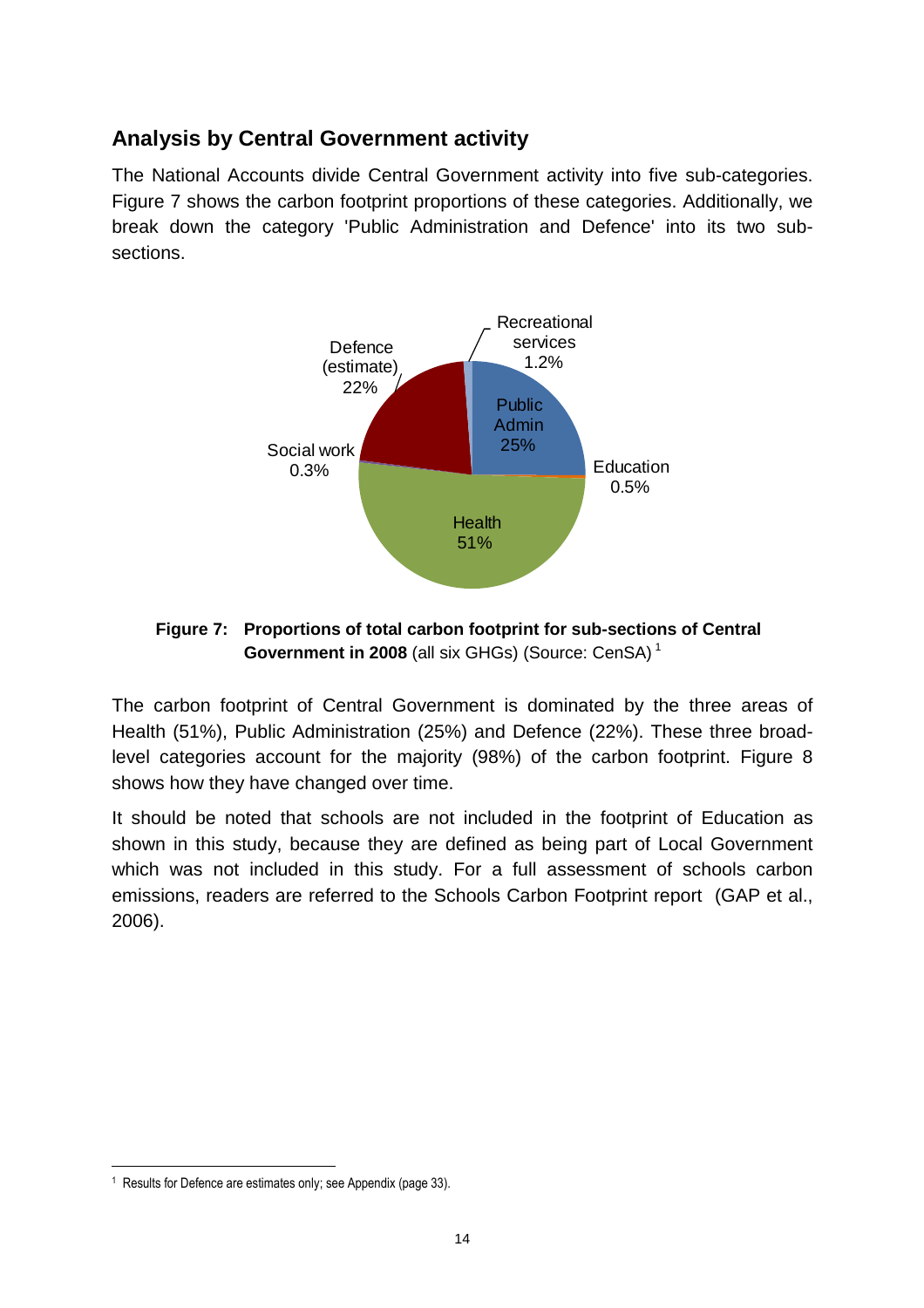## Analysis by Central Government activity

The National Accounts divide Central Government activity into five sub-categories. Figure 7 shows the carbon footprint proportions of these categories. Additionally, we break down the category 'Public Administration and Defence' into its two sub-sections.

**Figure 7: Proportions of total carbon footprint for sub-sections of Central Government in 2008** (all six GHGs) (Source: CenSA) [1]

The carbon footprint of Central Government is dominated by the three areas of Health (51%), Public Administration (25%) and Defence (22%). These three broad-level categories account for the majority (98%) of the carbon footprint. Figure 8 shows how they have changed over time.

It should be noted that schools are not included in the footprint of Education as shown in this study, because they are defined as being part of Local Government which was not included in this study. For a full assessment of schools carbon emissions, readers are referred to the Schools Carbon Footprint report (GAP et al., 2006).

[1] Results for Defence are estimates only; see Appendix (page 33).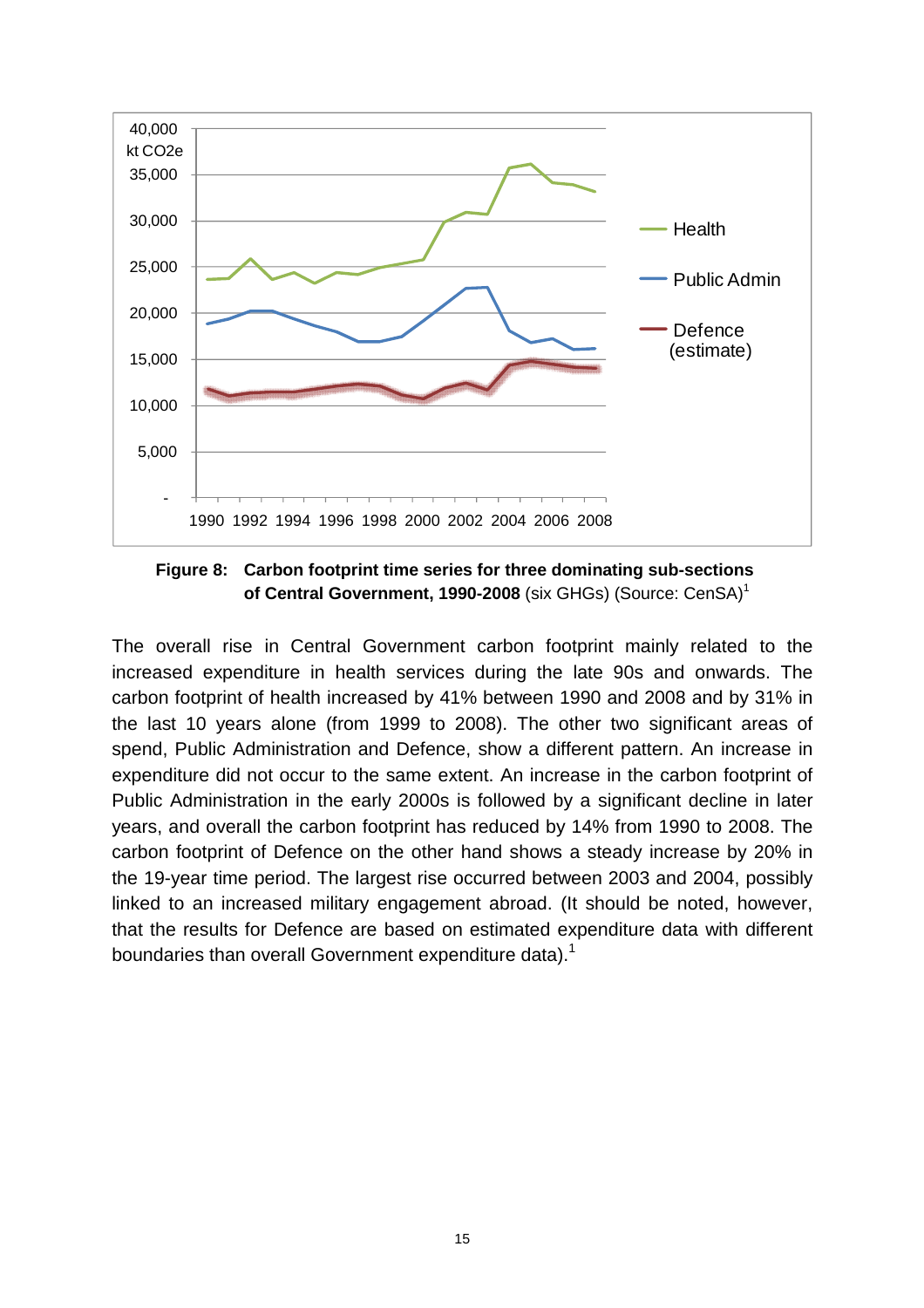**Figure 8: Carbon footprint time series for three dominating sub-sections of Central Government, 1990-2008** (six GHGs) (Source: CenSA)[1]

The overall rise in Central Government carbon footprint mainly related to the increased expenditure in health services during the late 90s and onwards. The carbon footprint of health increased by 41% between 1990 and 2008 and by 31% in the last 10 years alone (from 1999 to 2008). The other two significant areas of spend, Public Administration and Defence, show a different pattern. An increase in expenditure did not occur to the same extent. An increase in the carbon footprint of Public Administration in the early 2000s is followed by a significant decline in later years, and overall the carbon footprint has reduced by 14% from 1990 to 2008. The carbon footprint of Defence on the other hand shows a steady increase by 20% in the 19-year time period. The largest rise occurred between 2003 and 2004, possibly linked to an increased military engagement abroad. (It should be noted, however, that the results for Defence are based on estimated expenditure data with different boundaries than overall Government expenditure data).[1]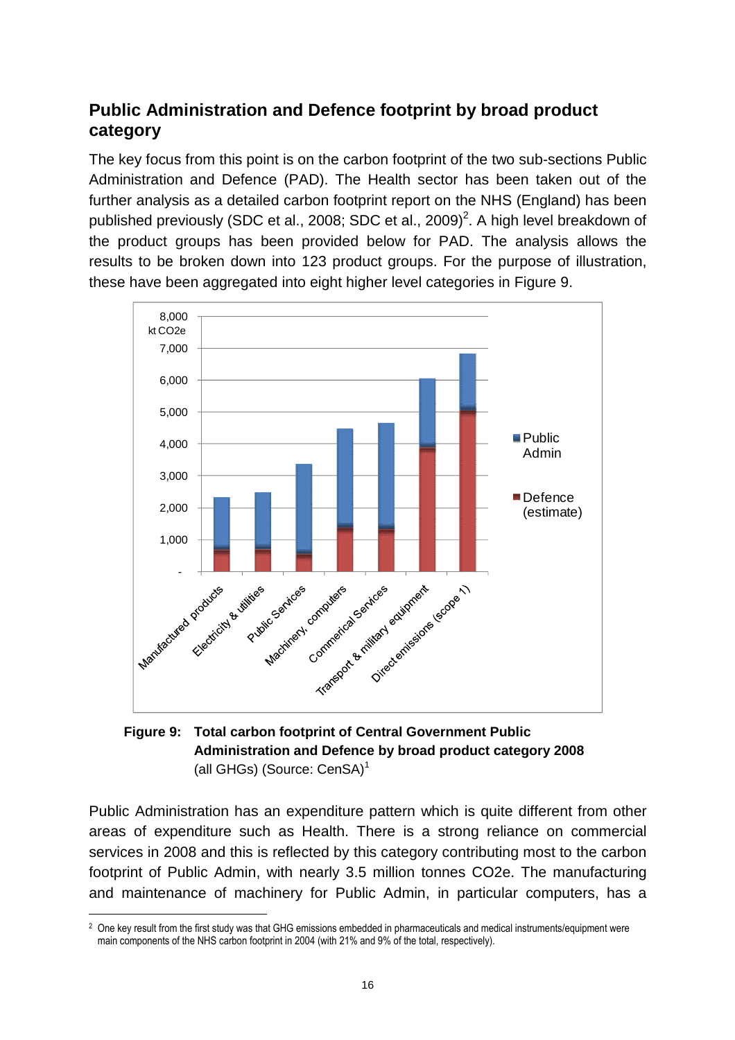## Public Administration and Defence footprint by broad product category

The key focus from this point is on the carbon footprint of the two sub-sections Public Administration and Defence (PAD). The Health sector has been taken out of the further analysis as a detailed carbon footprint report on the NHS (England) has been published previously (SDC et al., 2008; SDC et al., 2009)[2]. A high level breakdown of the product groups has been provided below for PAD. The analysis allows the results to be broken down into 123 product groups. For the purpose of illustration, these have been aggregated into eight higher level categories in Figure 9.

**Figure 9: Total carbon footprint of Central Government Public Administration and Defence by broad product category 2008** (all GHGs) (Source: CenSA)[1]

Public Administration has an expenditure pattern which is quite different from other areas of expenditure such as Health. There is a strong reliance on commercial services in 2008 and this is reflected by this category contributing most to the carbon footprint of Public Admin, with nearly 3.5 million tonnes $CO_2e$. The manufacturing and maintenance of machinery for Public Admin, in particular computers, has a

[2] One key result from the first study was that GHG emissions embedded in pharmaceuticals and medical instruments/equipment were main components of the NHS carbon footprint in 2004 (with 21% and 9% of the total, respectively).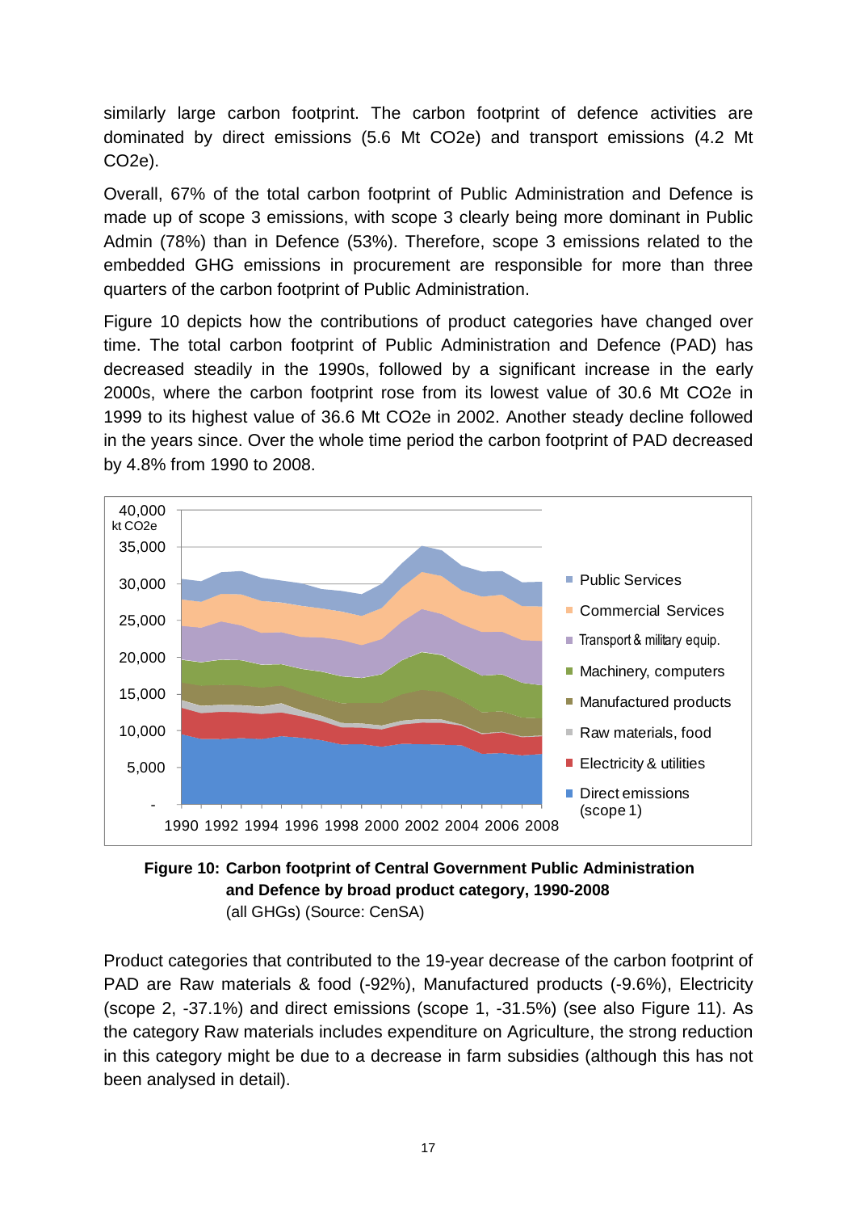similarly large carbon footprint. The carbon footprint of defence activities are dominated by direct emissions (5.6 Mt $CO_2e$) and transport emissions (4.2 Mt $CO_2e$).

Overall, 67% of the total carbon footprint of Public Administration and Defence is made up of scope 3 emissions, with scope 3 clearly being more dominant in Public Admin (78%) than in Defence (53%). Therefore, scope 3 emissions related to the embedded GHG emissions in procurement are responsible for more than three quarters of the carbon footprint of Public Administration.

Figure 10 depicts how the contributions of product categories have changed over time. The total carbon footprint of Public Administration and Defence (PAD) has decreased steadily in the 1990s, followed by a significant increase in the early 2000s, where the carbon footprint rose from its lowest value of 30.6 Mt $CO_2e$ in 1999 to its highest value of 36.6 Mt $CO_2e$ in 2002. Another steady decline followed in the years since. Over the whole time period the carbon footprint of PAD decreased by 4.8% from 1990 to 2008.

**Figure 10: Carbon footprint of Central Government Public Administration and Defence by broad product category, 1990-2008**
(all GHGs) (Source: CenSA)

Product categories that contributed to the 19-year decrease of the carbon footprint of PAD are Raw materials & food (-92%), Manufactured products (-9.6%), Electricity (scope 2, -37.1%) and direct emissions (scope 1, -31.5%) (see also Figure 11). As the category Raw materials includes expenditure on Agriculture, the strong reduction in this category might be due to a decrease in farm subsidies (although this has not been analysed in detail).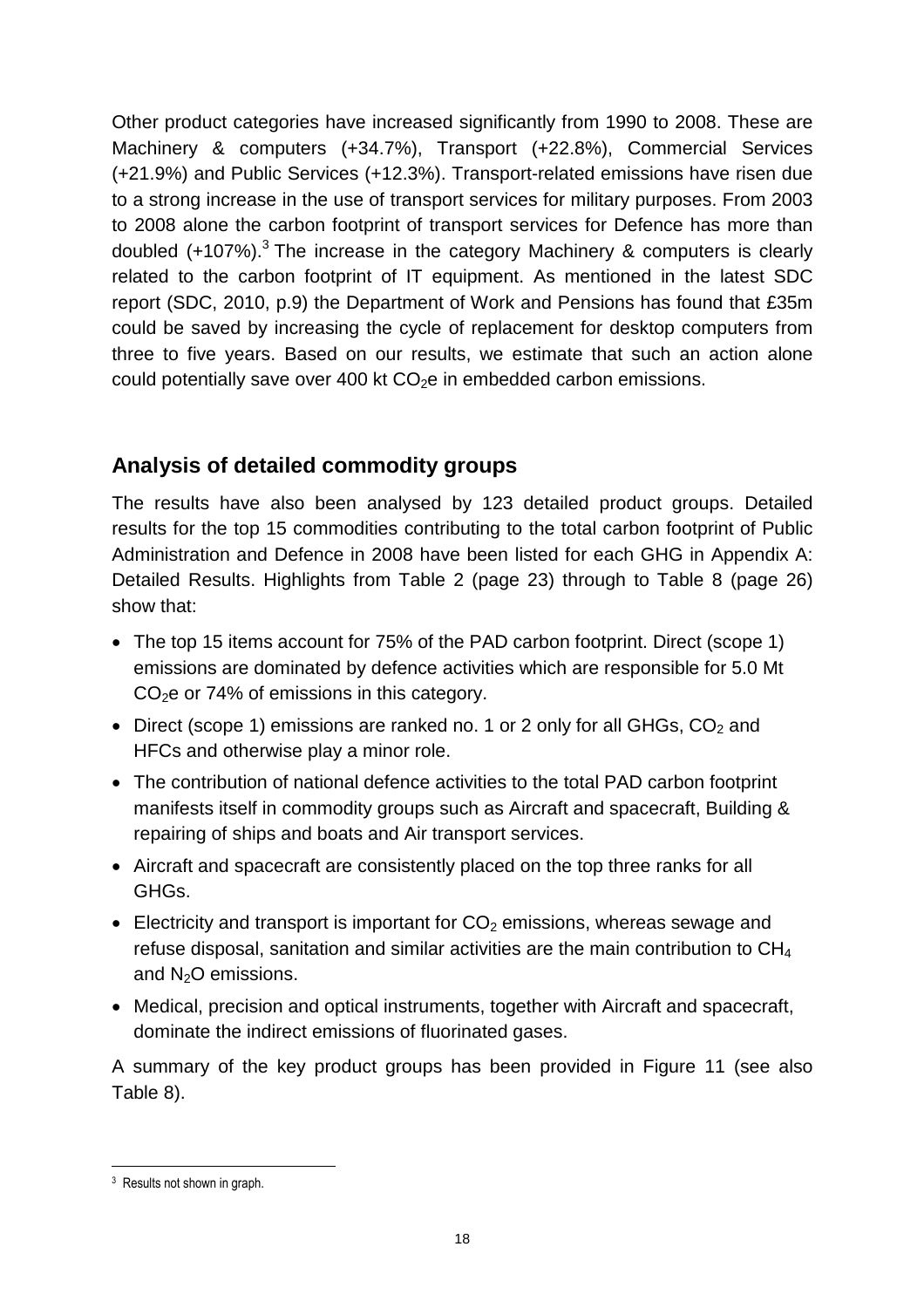Other product categories have increased significantly from 1990 to 2008. These are Machinery & computers (+34.7%), Transport (+22.8%), Commercial Services (+21.9%) and Public Services (+12.3%). Transport-related emissions have risen due to a strong increase in the use of transport services for military purposes. From 2003 to 2008 alone the carbon footprint of transport services for Defence has more than doubled (+107%).[3] The increase in the category Machinery & computers is clearly related to the carbon footprint of IT equipment. As mentioned in the latest SDC report (SDC, 2010, p.9) the Department of Work and Pensions has found that £35m could be saved by increasing the cycle of replacement for desktop computers from three to five years. Based on our results, we estimate that such an action alone could potentially save over 400 kt $CO_2$e in embedded carbon emissions.

## Analysis of detailed commodity groups

The results have also been analysed by 123 detailed product groups. Detailed results for the top 15 commodities contributing to the total carbon footprint of Public Administration and Defence in 2008 have been listed for each GHG in Appendix A: Detailed Results. Highlights from Table 2 (page 23) through to Table 8 (page 26) show that:

- The top 15 items account for 75% of the PAD carbon footprint. Direct (scope 1) emissions are dominated by defence activities which are responsible for 5.0 Mt $CO_2$e or 74% of emissions in this category.
- Direct (scope 1) emissions are ranked no. 1 or 2 only for all GHGs, $CO_2$ and HFCs and otherwise play a minor role.
- The contribution of national defence activities to the total PAD carbon footprint manifests itself in commodity groups such as Aircraft and spacecraft, Building & repairing of ships and boats and Air transport services.
- Aircraft and spacecraft are consistently placed on the top three ranks for all GHGs.
- Electricity and transport is important for $CO_2$ emissions, whereas sewage and refuse disposal, sanitation and similar activities are the main contribution to $CH_4$ and $N_2O$ emissions.
- Medical, precision and optical instruments, together with Aircraft and spacecraft, dominate the indirect emissions of fluorinated gases.

A summary of the key product groups has been provided in Figure 11 (see also Table 8).

[3] Results not shown in graph.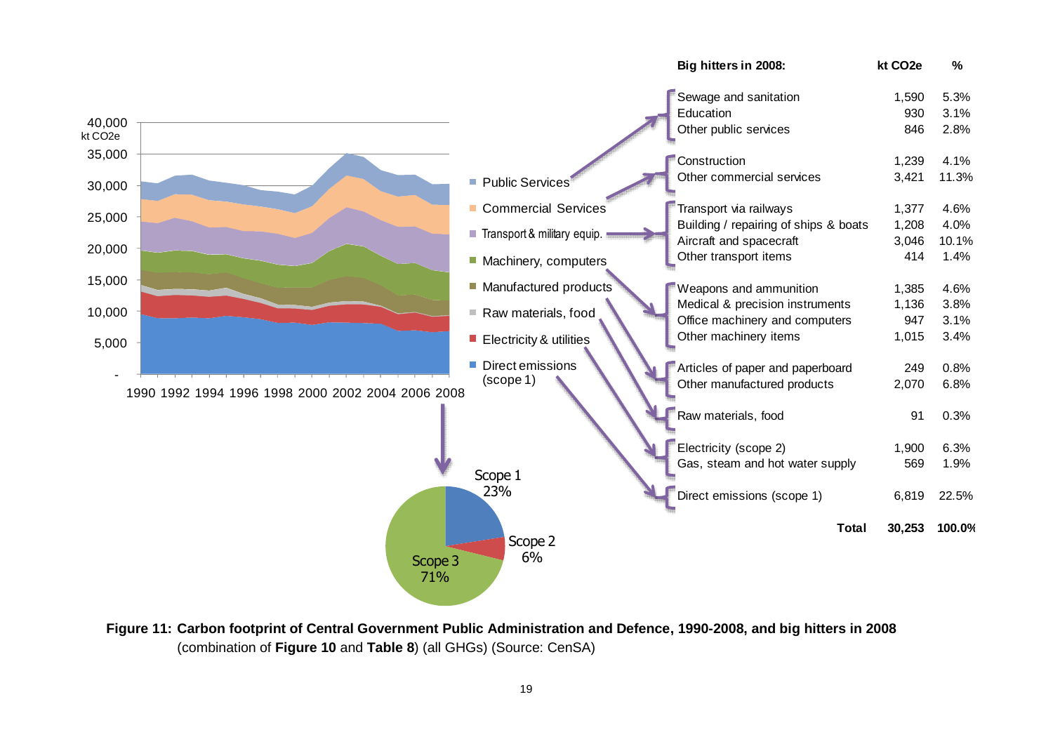**Big hitters in 2008:**

| Big hitters in 2008: | kt CO2e | % |
|---|---|---|
| Sewage and sanitation | 1,590 | 5.3% |
| Education | 930 | 3.1% |
| Other public services | 846 | 2.8% |
| Construction | 1,239 | 4.1% |
| Other commercial services | 3,421 | 11.3% |
| Transport via railways | 1,377 | 4.6% |
| Building / repairing of ships & boats | 1,208 | 4.0% |
| Aircraft and spacecraft | 3,046 | 10.1% |
| Other transport items | 414 | 1.4% |
| Weapons and ammunition | 1,385 | 4.6% |
| Medical & precision instruments | 1,136 | 3.8% |
| Office machinery and computers | 947 | 3.1% |
| Other machinery items | 1,015 | 3.4% |
| Articles of paper and paperboard | 249 | 0.8% |
| Other manufactured products | 2,070 | 6.8% |
| Raw materials, food | 91 | 0.3% |
| Electricity (scope 2) | 1,900 | 6.3% |
| Gas, steam and hot water supply | 569 | 1.9% |
| Direct emissions (scope 1) | 6,819 | 22.5% |
| **Total** | **30,253** | **100.0%** |

**Figure 11: Carbon footprint of Central Government Public Administration and Defence, 1990-2008, and big hitters in 2008** (combination of **Figure 10** and **Table 8**) (all GHGs) (Source: CenSA)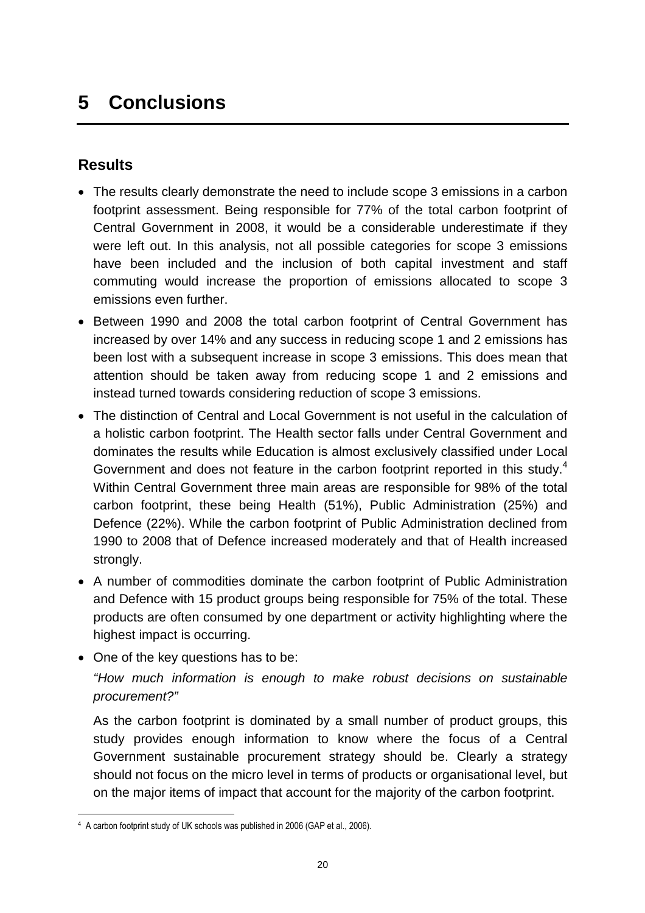# 5 Conclusions

## Results

- The results clearly demonstrate the need to include scope 3 emissions in a carbon footprint assessment. Being responsible for 77% of the total carbon footprint of Central Government in 2008, it would be a considerable underestimate if they were left out. In this analysis, not all possible categories for scope 3 emissions have been included and the inclusion of both capital investment and staff commuting would increase the proportion of emissions allocated to scope 3 emissions even further.
- Between 1990 and 2008 the total carbon footprint of Central Government has increased by over 14% and any success in reducing scope 1 and 2 emissions has been lost with a subsequent increase in scope 3 emissions. This does mean that attention should be taken away from reducing scope 1 and 2 emissions and instead turned towards considering reduction of scope 3 emissions.
- The distinction of Central and Local Government is not useful in the calculation of a holistic carbon footprint. The Health sector falls under Central Government and dominates the results while Education is almost exclusively classified under Local Government and does not feature in the carbon footprint reported in this study.[4] Within Central Government three main areas are responsible for 98% of the total carbon footprint, these being Health (51%), Public Administration (25%) and Defence (22%). While the carbon footprint of Public Administration declined from 1990 to 2008 that of Defence increased moderately and that of Health increased strongly.
- A number of commodities dominate the carbon footprint of Public Administration and Defence with 15 product groups being responsible for 75% of the total. These products are often consumed by one department or activity highlighting where the highest impact is occurring.
- One of the key questions has to be:

  *"How much information is enough to make robust decisions on sustainable procurement?"*

  As the carbon footprint is dominated by a small number of product groups, this study provides enough information to know where the focus of a Central Government sustainable procurement strategy should be. Clearly a strategy should not focus on the micro level in terms of products or organisational level, but on the major items of impact that account for the majority of the carbon footprint.

[4] A carbon footprint study of UK schools was published in 2006 (GAP et al., 2006).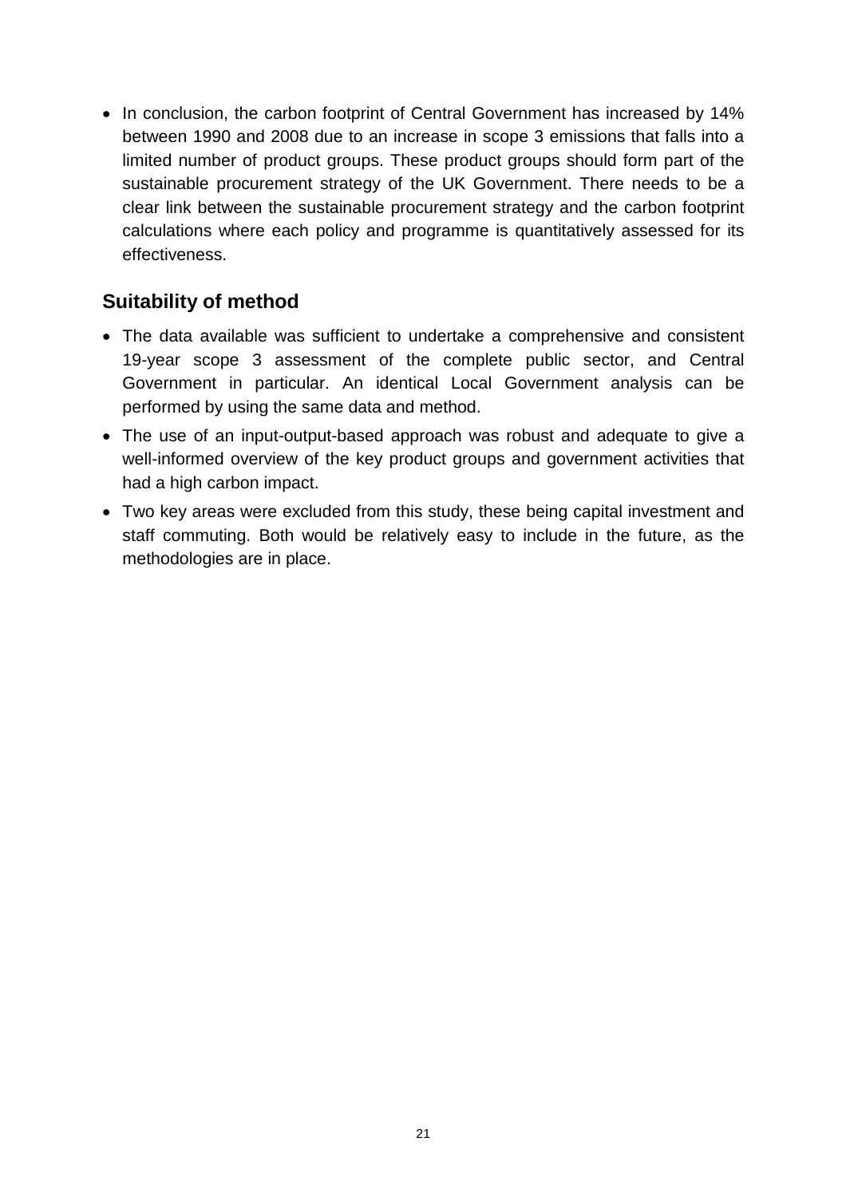- In conclusion, the carbon footprint of Central Government has increased by 14% between 1990 and 2008 due to an increase in scope 3 emissions that falls into a limited number of product groups. These product groups should form part of the sustainable procurement strategy of the UK Government. There needs to be a clear link between the sustainable procurement strategy and the carbon footprint calculations where each policy and programme is quantitatively assessed for its effectiveness.

## Suitability of method

- The data available was sufficient to undertake a comprehensive and consistent 19-year scope 3 assessment of the complete public sector, and Central Government in particular. An identical Local Government analysis can be performed by using the same data and method.
- The use of an input-output-based approach was robust and adequate to give a well-informed overview of the key product groups and government activities that had a high carbon impact.
- Two key areas were excluded from this study, these being capital investment and staff commuting. Both would be relatively easy to include in the future, as the methodologies are in place.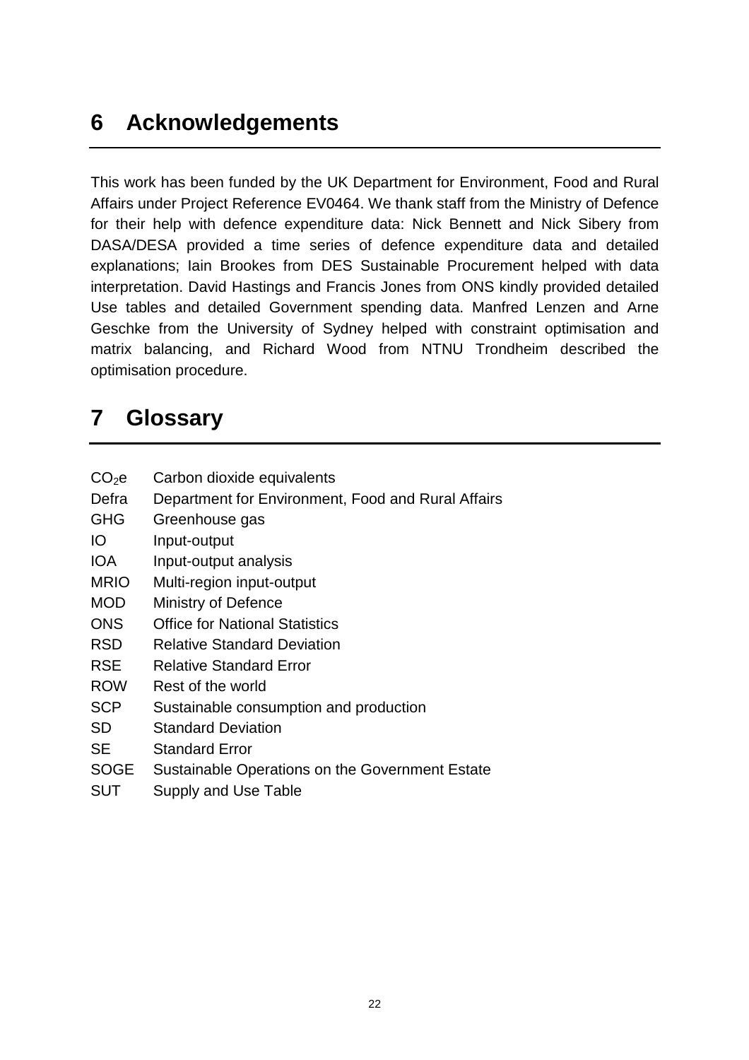# 6 Acknowledgements

This work has been funded by the UK Department for Environment, Food and Rural Affairs under Project Reference EV0464. We thank staff from the Ministry of Defence for their help with defence expenditure data: Nick Bennett and Nick Sibery from DASA/DESA provided a time series of defence expenditure data and detailed explanations; Iain Brookes from DES Sustainable Procurement helped with data interpretation. David Hastings and Francis Jones from ONS kindly provided detailed Use tables and detailed Government spending data. Manfred Lenzen and Arne Geschke from the University of Sydney helped with constraint optimisation and matrix balancing, and Richard Wood from NTNU Trondheim described the optimisation procedure.

# 7 Glossary

| | |
|---|---|
| $CO_2e$ | Carbon dioxide equivalents |
| Defra | Department for Environment, Food and Rural Affairs |
| GHG | Greenhouse gas |
| IO | Input-output |
| IOA | Input-output analysis |
| MRIO | Multi-region input-output |
| MOD | Ministry of Defence |
| ONS | Office for National Statistics |
| RSD | Relative Standard Deviation |
| RSE | Relative Standard Error |
| ROW | Rest of the world |
| SCP | Sustainable consumption and production |
| SD | Standard Deviation |
| SE | Standard Error |
| SOGE | Sustainable Operations on the Government Estate |
| SUT | Supply and Use Table |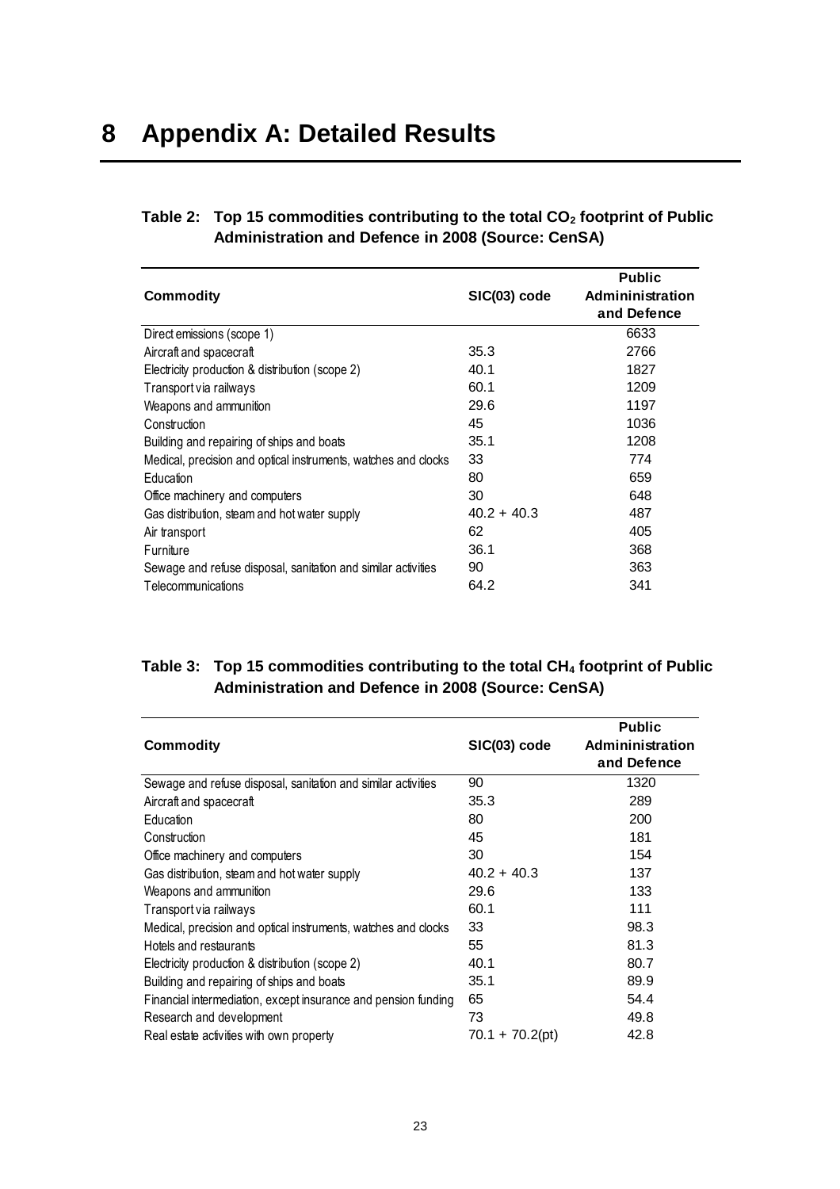# 8 Appendix A: Detailed Results

**Table 2: Top 15 commodities contributing to the total $CO_2$ footprint of Public Administration and Defence in 2008 (Source: CenSA)**

| Commodity | SIC(03) code | Public Admininistration and Defence |
|---|---|---|
| Direct emissions (scope 1) | | 6633 |
| Aircraft and spacecraft | 35.3 | 2766 |
| Electricity production & distribution (scope 2) | 40.1 | 1827 |
| Transport via railways | 60.1 | 1209 |
| Weapons and ammunition | 29.6 | 1197 |
| Construction | 45 | 1036 |
| Building and repairing of ships and boats | 35.1 | 1208 |
| Medical, precision and optical instruments, watches and clocks | 33 | 774 |
| Education | 80 | 659 |
| Office machinery and computers | 30 | 648 |
| Gas distribution, steam and hot water supply | 40.2 + 40.3 | 487 |
| Air transport | 62 | 405 |
| Furniture | 36.1 | 368 |
| Sewage and refuse disposal, sanitation and similar activities | 90 | 363 |
| Telecommunications | 64.2 | 341 |

**Table 3: Top 15 commodities contributing to the total $CH_4$ footprint of Public Administration and Defence in 2008 (Source: CenSA)**

| Commodity | SIC(03) code | Public Admininistration and Defence |
|---|---|---|
| Sewage and refuse disposal, sanitation and similar activities | 90 | 1320 |
| Aircraft and spacecraft | 35.3 | 289 |
| Education | 80 | 200 |
| Construction | 45 | 181 |
| Office machinery and computers | 30 | 154 |
| Gas distribution, steam and hot water supply | 40.2 + 40.3 | 137 |
| Weapons and ammunition | 29.6 | 133 |
| Transport via railways | 60.1 | 111 |
| Medical, precision and optical instruments, watches and clocks | 33 | 98.3 |
| Hotels and restaurants | 55 | 81.3 |
| Electricity production & distribution (scope 2) | 40.1 | 80.7 |
| Building and repairing of ships and boats | 35.1 | 89.9 |
| Financial intermediation, except insurance and pension funding | 65 | 54.4 |
| Research and development | 73 | 49.8 |
| Real estate activities with own property | 70.1 + 70.2(pt) | 42.8 |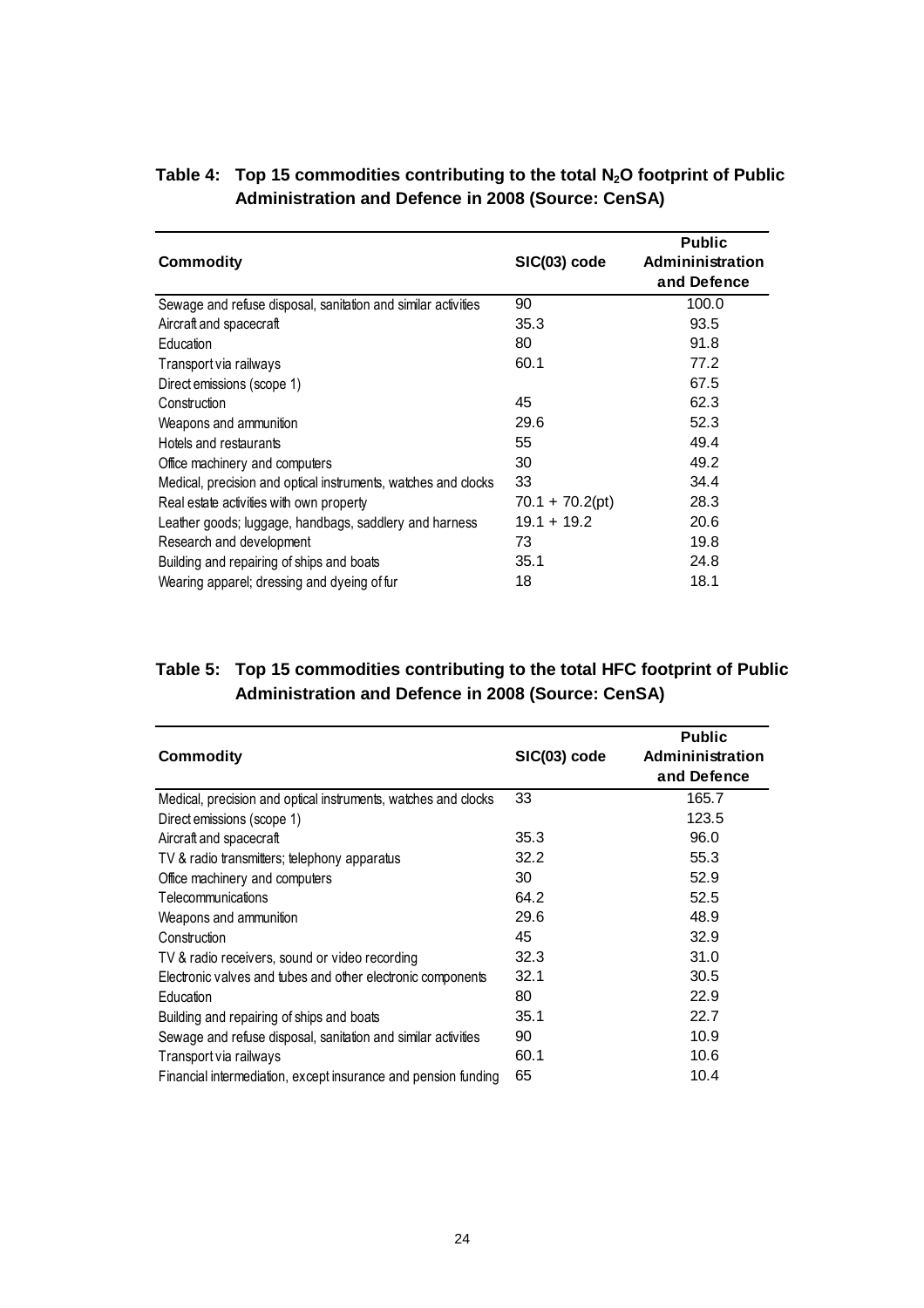**Table 4: Top 15 commodities contributing to the total $N_2O$ footprint of Public Administration and Defence in 2008 (Source: CenSA)**

| Commodity | SIC(03) code | Public Admininistration and Defence |
|---|---|---|
| Sewage and refuse disposal, sanitation and similar activities | 90 | 100.0 |
| Aircraft and spacecraft | 35.3 | 93.5 |
| Education | 80 | 91.8 |
| Transport via railways | 60.1 | 77.2 |
| Direct emissions (scope 1) | | 67.5 |
| Construction | 45 | 62.3 |
| Weapons and ammunition | 29.6 | 52.3 |
| Hotels and restaurants | 55 | 49.4 |
| Office machinery and computers | 30 | 49.2 |
| Medical, precision and optical instruments, watches and clocks | 33 | 34.4 |
| Real estate activities with own property | 70.1 + 70.2(pt) | 28.3 |
| Leather goods; luggage, handbags, saddlery and harness | 19.1 + 19.2 | 20.6 |
| Research and development | 73 | 19.8 |
| Building and repairing of ships and boats | 35.1 | 24.8 |
| Wearing apparel; dressing and dyeing of fur | 18 | 18.1 |

**Table 5: Top 15 commodities contributing to the total HFC footprint of Public Administration and Defence in 2008 (Source: CenSA)**

| Commodity | SIC(03) code | Public Admininistration and Defence |
|---|---|---|
| Medical, precision and optical instruments, watches and clocks | 33 | 165.7 |
| Direct emissions (scope 1) | | 123.5 |
| Aircraft and spacecraft | 35.3 | 96.0 |
| TV & radio transmitters; telephony apparatus | 32.2 | 55.3 |
| Office machinery and computers | 30 | 52.9 |
| Telecommunications | 64.2 | 52.5 |
| Weapons and ammunition | 29.6 | 48.9 |
| Construction | 45 | 32.9 |
| TV & radio receivers, sound or video recording | 32.3 | 31.0 |
| Electronic valves and tubes and other electronic components | 32.1 | 30.5 |
| Education | 80 | 22.9 |
| Building and repairing of ships and boats | 35.1 | 22.7 |
| Sewage and refuse disposal, sanitation and similar activities | 90 | 10.9 |
| Transport via railways | 60.1 | 10.6 |
| Financial intermediation, except insurance and pension funding | 65 | 10.4 |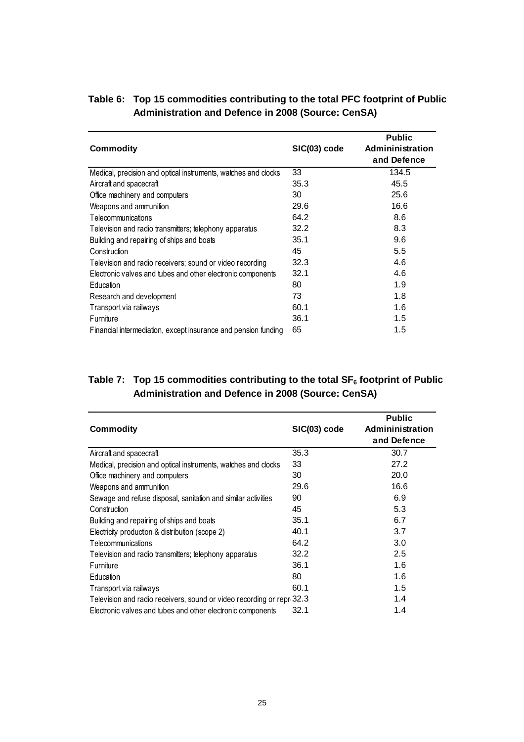**Table 6: Top 15 commodities contributing to the total PFC footprint of Public Administration and Defence in 2008 (Source: CenSA)**

| Commodity | SIC(03) code | Public Admininistration and Defence |
|---|---|---|
| Medical, precision and optical instruments, watches and clocks | 33 | 134.5 |
| Aircraft and spacecraft | 35.3 | 45.5 |
| Office machinery and computers | 30 | 25.6 |
| Weapons and ammunition | 29.6 | 16.6 |
| Telecommunications | 64.2 | 8.6 |
| Television and radio transmitters; telephony apparatus | 32.2 | 8.3 |
| Building and repairing of ships and boats | 35.1 | 9.6 |
| Construction | 45 | 5.5 |
| Television and radio receivers; sound or video recording | 32.3 | 4.6 |
| Electronic valves and tubes and other electronic components | 32.1 | 4.6 |
| Education | 80 | 1.9 |
| Research and development | 73 | 1.8 |
| Transport via railways | 60.1 | 1.6 |
| Furniture | 36.1 | 1.5 |
| Financial intermediation, except insurance and pension funding | 65 | 1.5 |

**Table 7: Top 15 commodities contributing to the total $SF_6$ footprint of Public Administration and Defence in 2008 (Source: CenSA)**

| Commodity | SIC(03) code | Public Admininistration and Defence |
|---|---|---|
| Aircraft and spacecraft | 35.3 | 30.7 |
| Medical, precision and optical instruments, watches and clocks | 33 | 27.2 |
| Office machinery and computers | 30 | 20.0 |
| Weapons and ammunition | 29.6 | 16.6 |
| Sewage and refuse disposal, sanitation and similar activities | 90 | 6.9 |
| Construction | 45 | 5.3 |
| Building and repairing of ships and boats | 35.1 | 6.7 |
| Electricity production & distribution (scope 2) | 40.1 | 3.7 |
| Telecommunications | 64.2 | 3.0 |
| Television and radio transmitters; telephony apparatus | 32.2 | 2.5 |
| Furniture | 36.1 | 1.6 |
| Education | 80 | 1.6 |
| Transport via railways | 60.1 | 1.5 |
| Television and radio receivers, sound or video recording or repr | 32.3 | 1.4 |
| Electronic valves and tubes and other electronic components | 32.1 | 1.4 |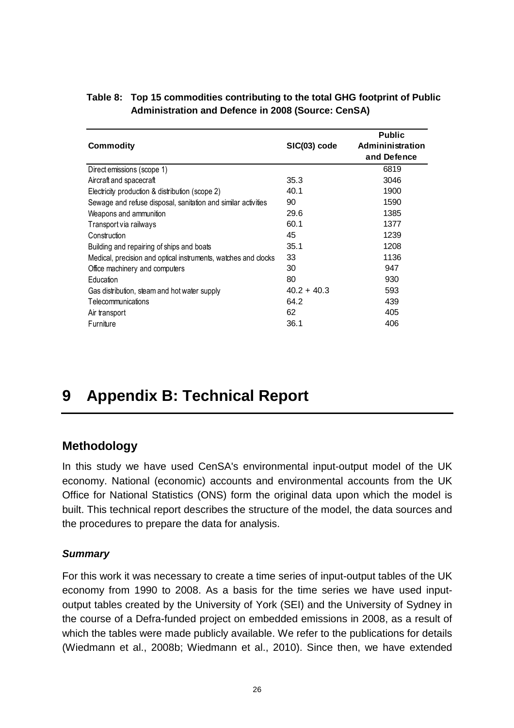**Table 8: Top 15 commodities contributing to the total GHG footprint of Public Administration and Defence in 2008 (Source: CenSA)**

| Commodity | SIC(03) code | Public Admininistration and Defence |
|---|---|---|
| Direct emissions (scope 1) | | 6819 |
| Aircraft and spacecraft | 35.3 | 3046 |
| Electricity production & distribution (scope 2) | 40.1 | 1900 |
| Sewage and refuse disposal, sanitation and similar activities | 90 | 1590 |
| Weapons and ammunition | 29.6 | 1385 |
| Transport via railways | 60.1 | 1377 |
| Construction | 45 | 1239 |
| Building and repairing of ships and boats | 35.1 | 1208 |
| Medical, precision and optical instruments, watches and clocks | 33 | 1136 |
| Office machinery and computers | 30 | 947 |
| Education | 80 | 930 |
| Gas distribution, steam and hot water supply | 40.2 + 40.3 | 593 |
| Telecommunications | 64.2 | 439 |
| Air transport | 62 | 405 |
| Furniture | 36.1 | 406 |

# 9 Appendix B: Technical Report

## Methodology

In this study we have used CenSA's environmental input-output model of the UK economy. National (economic) accounts and environmental accounts from the UK Office for National Statistics (ONS) form the original data upon which the model is built. This technical report describes the structure of the model, the data sources and the procedures to prepare the data for analysis.

### *Summary*

For this work it was necessary to create a time series of input-output tables of the UK economy from 1990 to 2008. As a basis for the time series we have used input-output tables created by the University of York (SEI) and the University of Sydney in the course of a Defra-funded project on embedded emissions in 2008, as a result of which the tables were made publicly available. We refer to the publications for details (Wiedmann et al., 2008b; Wiedmann et al., 2010). Since then, we have extended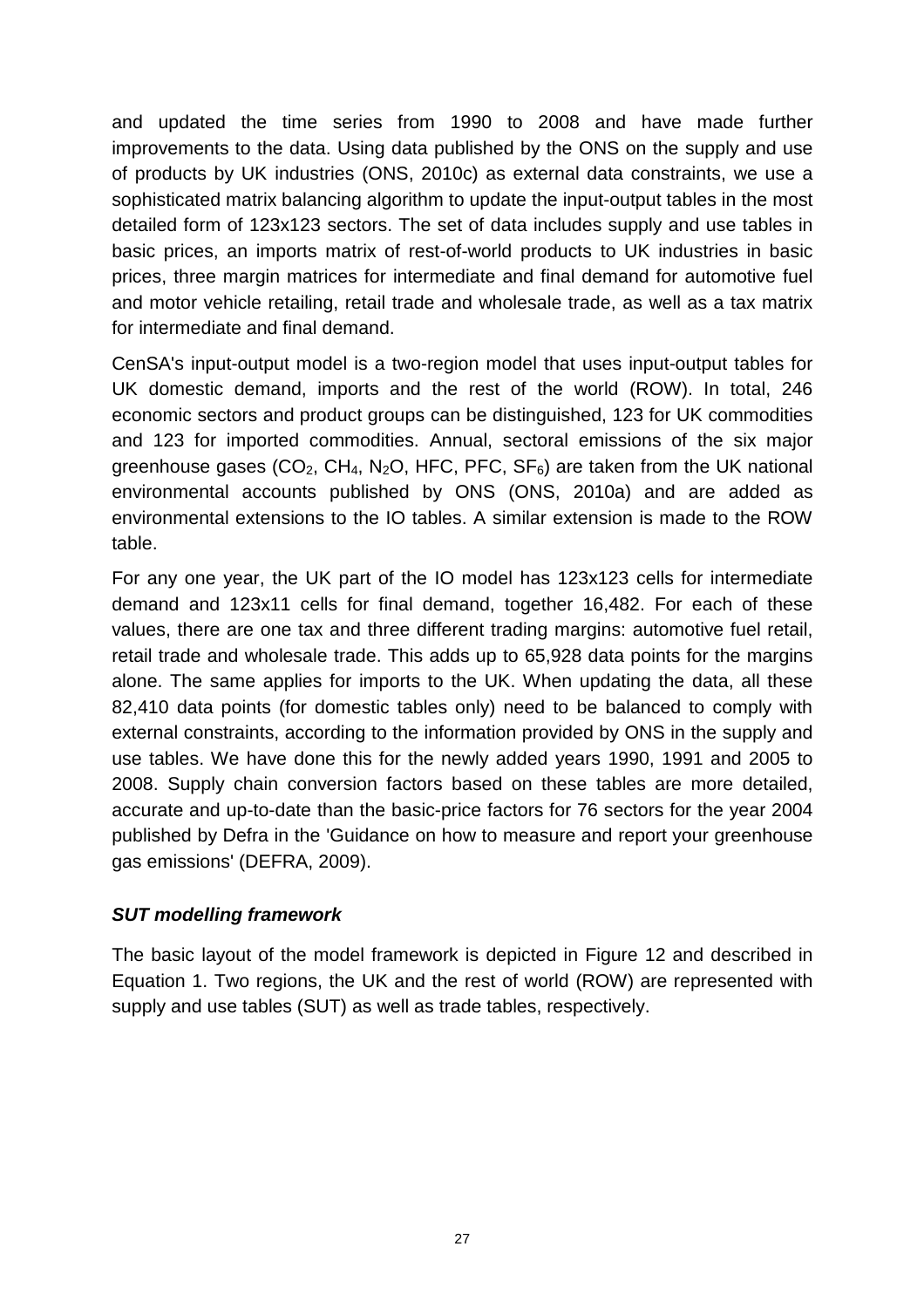and updated the time series from 1990 to 2008 and have made further improvements to the data. Using data published by the ONS on the supply and use of products by UK industries (ONS, 2010c) as external data constraints, we use a sophisticated matrix balancing algorithm to update the input-output tables in the most detailed form of 123x123 sectors. The set of data includes supply and use tables in basic prices, an imports matrix of rest-of-world products to UK industries in basic prices, three margin matrices for intermediate and final demand for automotive fuel and motor vehicle retailing, retail trade and wholesale trade, as well as a tax matrix for intermediate and final demand.

CenSA's input-output model is a two-region model that uses input-output tables for UK domestic demand, imports and the rest of the world (ROW). In total, 246 economic sectors and product groups can be distinguished, 123 for UK commodities and 123 for imported commodities. Annual, sectoral emissions of the six major greenhouse gases ($CO_2$, $CH_4$, $N_2O$, HFC, PFC, $SF_6$) are taken from the UK national environmental accounts published by ONS (ONS, 2010a) and are added as environmental extensions to the IO tables. A similar extension is made to the ROW table.

For any one year, the UK part of the IO model has 123x123 cells for intermediate demand and 123x11 cells for final demand, together 16,482. For each of these values, there are one tax and three different trading margins: automotive fuel retail, retail trade and wholesale trade. This adds up to 65,928 data points for the margins alone. The same applies for imports to the UK. When updating the data, all these 82,410 data points (for domestic tables only) need to be balanced to comply with external constraints, according to the information provided by ONS in the supply and use tables. We have done this for the newly added years 1990, 1991 and 2005 to 2008. Supply chain conversion factors based on these tables are more detailed, accurate and up-to-date than the basic-price factors for 76 sectors for the year 2004 published by Defra in the 'Guidance on how to measure and report your greenhouse gas emissions' (DEFRA, 2009).

***SUT modelling framework***

The basic layout of the model framework is depicted in Figure 12 and described in Equation 1. Two regions, the UK and the rest of world (ROW) are represented with supply and use tables (SUT) as well as trade tables, respectively.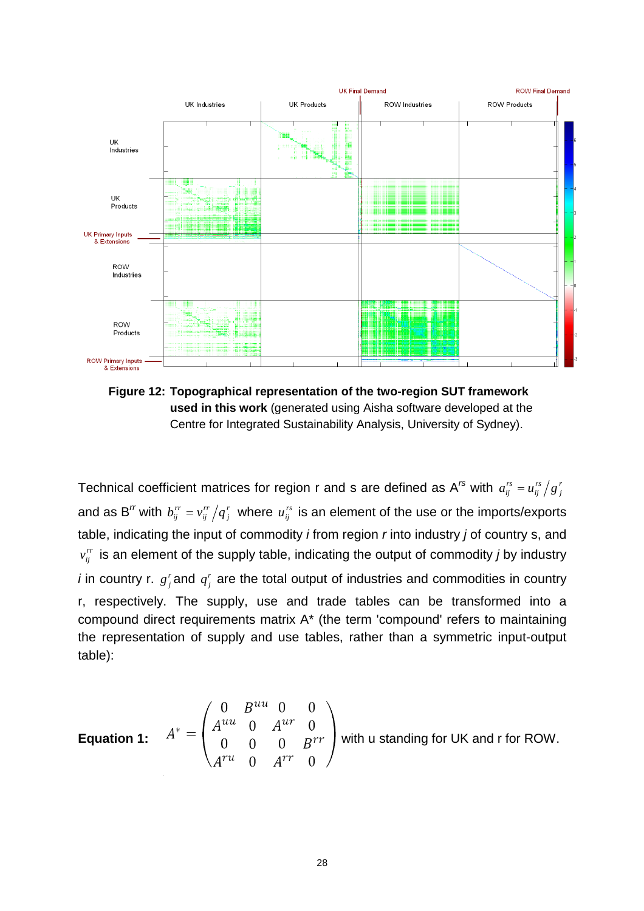**Figure 12: Topographical representation of the two-region SUT framework used in this work** (generated using Aisha software developed at the Centre for Integrated Sustainability Analysis, University of Sydney).

Technical coefficient matrices for region r and s are defined as $A^{rs}$ with $a_{ij}^{rs} = u_{ij}^{rs} / g_j^r$ and as $B^{rr}$ with $b_{ij}^{rr} = v_{ij}^{rr} / q_j^r$ where $u_{ij}^{rs}$ is an element of the use or the imports/exports table, indicating the input of commodity *i* from region *r* into industry *j* of country s, and $v_{ij}^{rr}$ is an element of the supply table, indicating the output of commodity *j* by industry *i* in country r. $g_j^r$ and $q_j^r$ are the total output of industries and commodities in country r, respectively. The supply, use and trade tables can be transformed into a compound direct requirements matrix A* (the term 'compound' refers to maintaining the representation of supply and use tables, rather than a symmetric input-output table):

**Equation 1:** $$A^* = \begin{pmatrix} 0 & B^{uu} & 0 & 0 \\ A^{uu} & 0 & A^{ur} & 0 \\ 0 & 0 & 0 & B^{rr} \\ A^{ru} & 0 & A^{rr} & 0 \end{pmatrix}$$ with u standing for UK and r for ROW.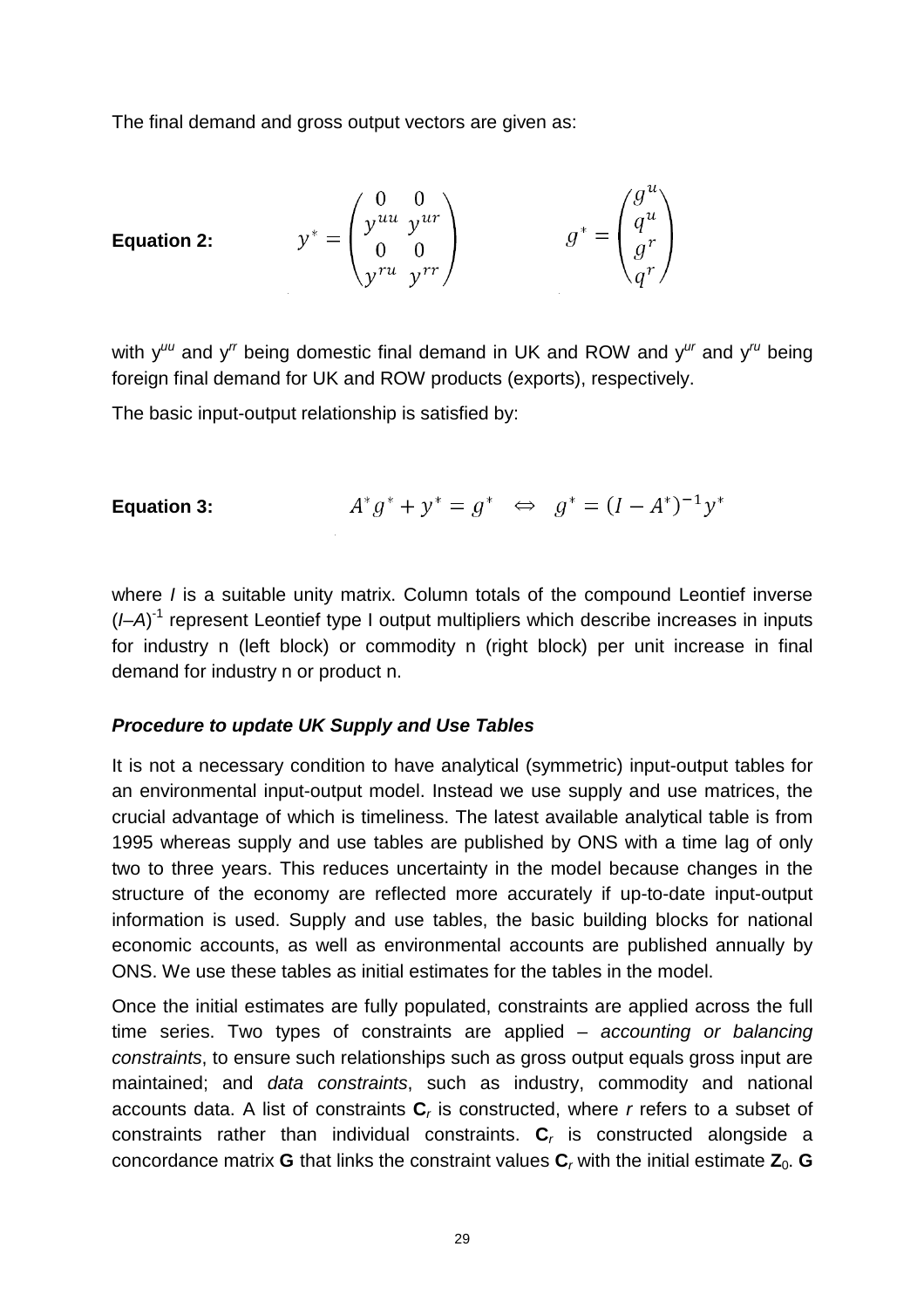The final demand and gross output vectors are given as:

**Equation 2:**

$$y^* = \begin{pmatrix} 0 & 0 \\ y^{uu} & y^{ur} \\ 0 & 0 \\ y^{ru} & y^{rr} \end{pmatrix} \qquad g^* = \begin{pmatrix} g^u \\ q^u \\ g^r \\ q^r \end{pmatrix}$$

with $y^{uu}$ and $y^{rr}$ being domestic final demand in UK and ROW and $y^{ur}$ and $y^{ru}$ being foreign final demand for UK and ROW products (exports), respectively.

The basic input-output relationship is satisfied by:

**Equation 3:**

$$A^* g^* + y^* = g^* \quad \Leftrightarrow \quad g^* = (I - A^*)^{-1} y^*$$

where $I$ is a suitable unity matrix. Column totals of the compound Leontief inverse $(I–A)^{-1}$ represent Leontief type I output multipliers which describe increases in inputs for industry n (left block) or commodity n (right block) per unit increase in final demand for industry n or product n.

### *Procedure to update UK Supply and Use Tables*

It is not a necessary condition to have analytical (symmetric) input-output tables for an environmental input-output model. Instead we use supply and use matrices, the crucial advantage of which is timeliness. The latest available analytical table is from 1995 whereas supply and use tables are published by ONS with a time lag of only two to three years. This reduces uncertainty in the model because changes in the structure of the economy are reflected more accurately if up-to-date input-output information is used. Supply and use tables, the basic building blocks for national economic accounts, as well as environmental accounts are published annually by ONS. We use these tables as initial estimates for the tables in the model.

Once the initial estimates are fully populated, constraints are applied across the full time series. Two types of constraints are applied – *accounting or balancing constraints*, to ensure such relationships such as gross output equals gross input are maintained; and *data constraints*, such as industry, commodity and national accounts data. A list of constraints $\mathbf{C}_r$ is constructed, where $r$ refers to a subset of constraints rather than individual constraints. $\mathbf{C}_r$ is constructed alongside a concordance matrix $\mathbf{G}$ that links the constraint values $\mathbf{C}_r$ with the initial estimate $\mathbf{Z}_0$. $\mathbf{G}$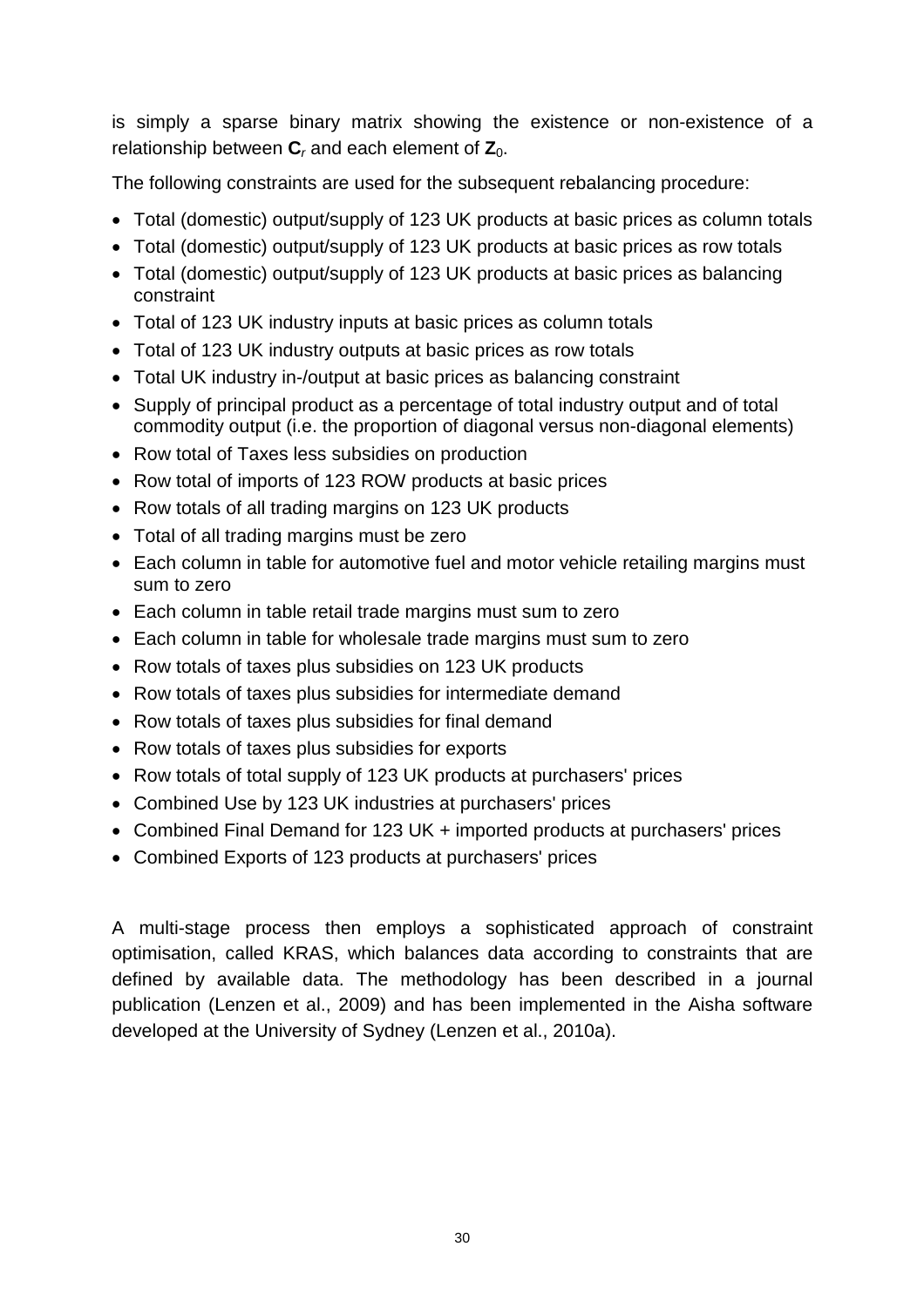is simply a sparse binary matrix showing the existence or non-existence of a relationship between $\mathbf{C}_r$ and each element of $\mathbf{Z}_0$.

The following constraints are used for the subsequent rebalancing procedure:

- Total (domestic) output/supply of 123 UK products at basic prices as column totals
- Total (domestic) output/supply of 123 UK products at basic prices as row totals
- Total (domestic) output/supply of 123 UK products at basic prices as balancing constraint
- Total of 123 UK industry inputs at basic prices as column totals
- Total of 123 UK industry outputs at basic prices as row totals
- Total UK industry in-/output at basic prices as balancing constraint
- Supply of principal product as a percentage of total industry output and of total commodity output (i.e. the proportion of diagonal versus non-diagonal elements)
- Row total of Taxes less subsidies on production
- Row total of imports of 123 ROW products at basic prices
- Row totals of all trading margins on 123 UK products
- Total of all trading margins must be zero
- Each column in table for automotive fuel and motor vehicle retailing margins must sum to zero
- Each column in table retail trade margins must sum to zero
- Each column in table for wholesale trade margins must sum to zero
- Row totals of taxes plus subsidies on 123 UK products
- Row totals of taxes plus subsidies for intermediate demand
- Row totals of taxes plus subsidies for final demand
- Row totals of taxes plus subsidies for exports
- Row totals of total supply of 123 UK products at purchasers' prices
- Combined Use by 123 UK industries at purchasers' prices
- Combined Final Demand for 123 UK + imported products at purchasers' prices
- Combined Exports of 123 products at purchasers' prices

A multi-stage process then employs a sophisticated approach of constraint optimisation, called KRAS, which balances data according to constraints that are defined by available data. The methodology has been described in a journal publication (Lenzen et al., 2009) and has been implemented in the Aisha software developed at the University of Sydney (Lenzen et al., 2010a).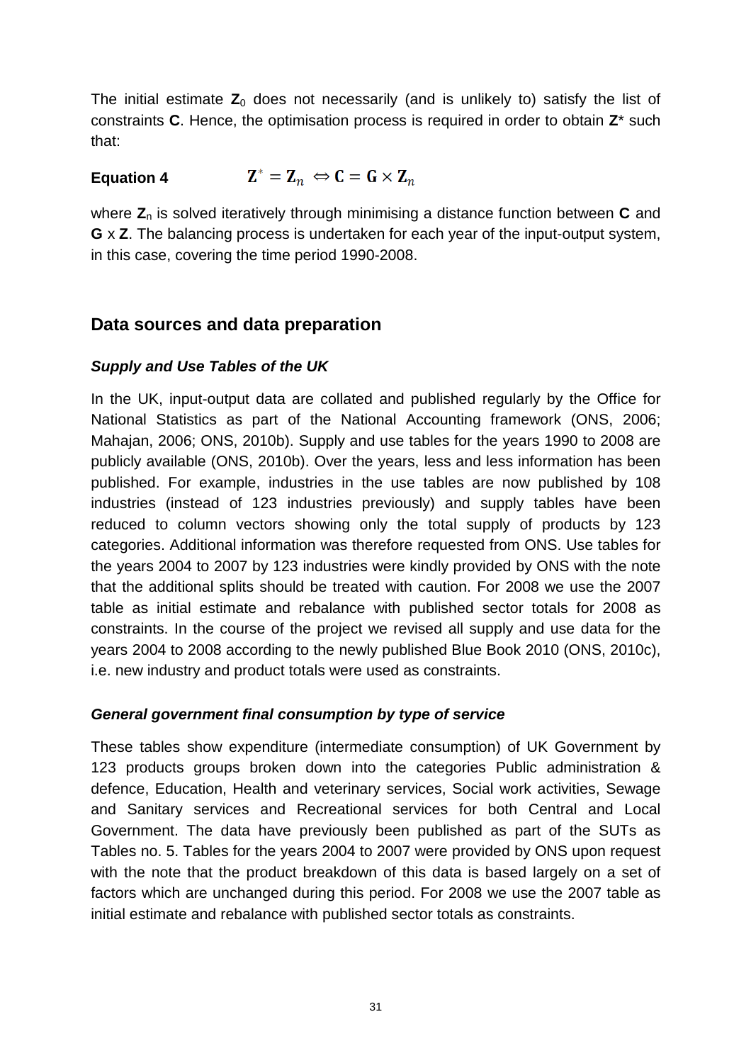The initial estimate $\mathbf{Z}_0$ does not necessarily (and is unlikely to) satisfy the list of constraints **C**. Hence, the optimisation process is required in order to obtain **Z*** such that:

**Equation 4**

$$\mathbf{Z}^* = \mathbf{Z}_n \Leftrightarrow \mathbf{C} = \mathbf{G} \times \mathbf{Z}_n$$

where $\mathbf{Z}_n$ is solved iteratively through minimising a distance function between **C** and **G** x **Z**. The balancing process is undertaken for each year of the input-output system, in this case, covering the time period 1990-2008.

## Data sources and data preparation

### *Supply and Use Tables of the UK*

In the UK, input-output data are collated and published regularly by the Office for National Statistics as part of the National Accounting framework (ONS, 2006; Mahajan, 2006; ONS, 2010b). Supply and use tables for the years 1990 to 2008 are publicly available (ONS, 2010b). Over the years, less and less information has been published. For example, industries in the use tables are now published by 108 industries (instead of 123 industries previously) and supply tables have been reduced to column vectors showing only the total supply of products by 123 categories. Additional information was therefore requested from ONS. Use tables for the years 2004 to 2007 by 123 industries were kindly provided by ONS with the note that the additional splits should be treated with caution. For 2008 we use the 2007 table as initial estimate and rebalance with published sector totals for 2008 as constraints. In the course of the project we revised all supply and use data for the years 2004 to 2008 according to the newly published Blue Book 2010 (ONS, 2010c), i.e. new industry and product totals were used as constraints.

### *General government final consumption by type of service*

These tables show expenditure (intermediate consumption) of UK Government by 123 products groups broken down into the categories Public administration & defence, Education, Health and veterinary services, Social work activities, Sewage and Sanitary services and Recreational services for both Central and Local Government. The data have previously been published as part of the SUTs as Tables no. 5. Tables for the years 2004 to 2007 were provided by ONS upon request with the note that the product breakdown of this data is based largely on a set of factors which are unchanged during this period. For 2008 we use the 2007 table as initial estimate and rebalance with published sector totals as constraints.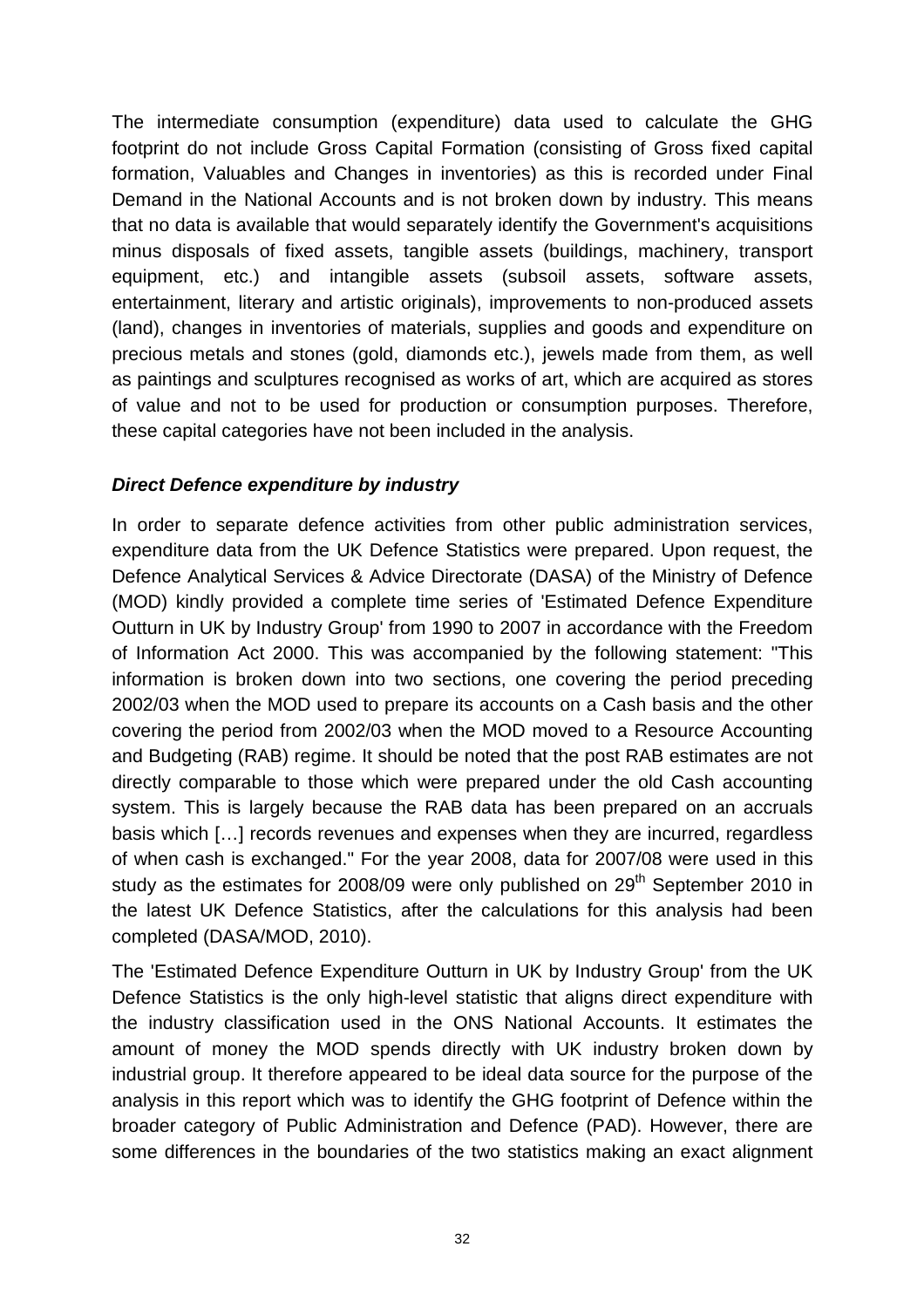The intermediate consumption (expenditure) data used to calculate the GHG footprint do not include Gross Capital Formation (consisting of Gross fixed capital formation, Valuables and Changes in inventories) as this is recorded under Final Demand in the National Accounts and is not broken down by industry. This means that no data is available that would separately identify the Government's acquisitions minus disposals of fixed assets, tangible assets (buildings, machinery, transport equipment, etc.) and intangible assets (subsoil assets, software assets, entertainment, literary and artistic originals), improvements to non-produced assets (land), changes in inventories of materials, supplies and goods and expenditure on precious metals and stones (gold, diamonds etc.), jewels made from them, as well as paintings and sculptures recognised as works of art, which are acquired as stores of value and not to be used for production or consumption purposes. Therefore, these capital categories have not been included in the analysis.

### *Direct Defence expenditure by industry*

In order to separate defence activities from other public administration services, expenditure data from the UK Defence Statistics were prepared. Upon request, the Defence Analytical Services & Advice Directorate (DASA) of the Ministry of Defence (MOD) kindly provided a complete time series of 'Estimated Defence Expenditure Outturn in UK by Industry Group' from 1990 to 2007 in accordance with the Freedom of Information Act 2000. This was accompanied by the following statement: "This information is broken down into two sections, one covering the period preceding 2002/03 when the MOD used to prepare its accounts on a Cash basis and the other covering the period from 2002/03 when the MOD moved to a Resource Accounting and Budgeting (RAB) regime. It should be noted that the post RAB estimates are not directly comparable to those which were prepared under the old Cash accounting system. This is largely because the RAB data has been prepared on an accruals basis which […] records revenues and expenses when they are incurred, regardless of when cash is exchanged." For the year 2008, data for 2007/08 were used in this study as the estimates for 2008/09 were only published on 29th September 2010 in the latest UK Defence Statistics, after the calculations for this analysis had been completed (DASA/MOD, 2010).

The 'Estimated Defence Expenditure Outturn in UK by Industry Group' from the UK Defence Statistics is the only high-level statistic that aligns direct expenditure with the industry classification used in the ONS National Accounts. It estimates the amount of money the MOD spends directly with UK industry broken down by industrial group. It therefore appeared to be ideal data source for the purpose of the analysis in this report which was to identify the GHG footprint of Defence within the broader category of Public Administration and Defence (PAD). However, there are some differences in the boundaries of the two statistics making an exact alignment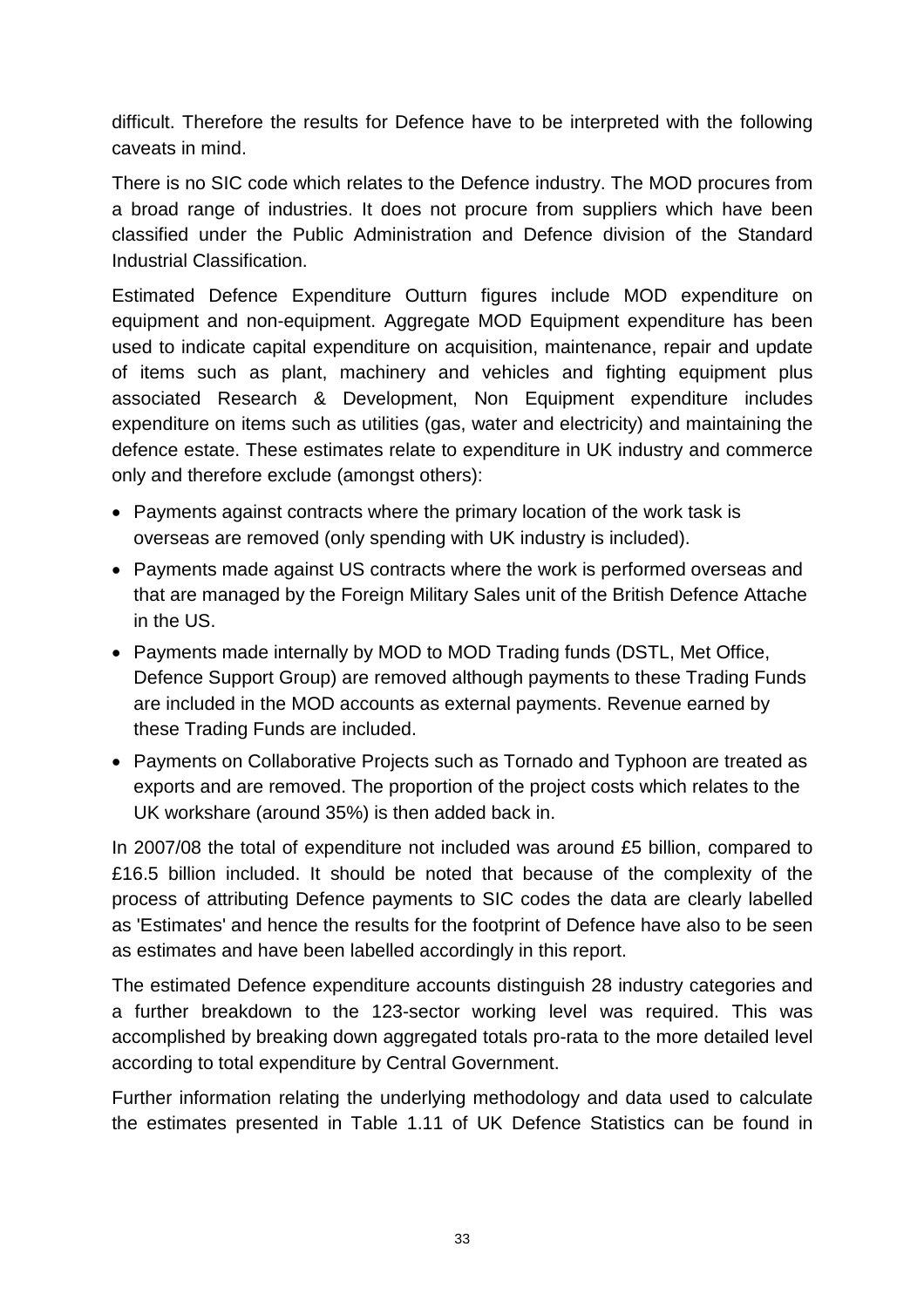difficult. Therefore the results for Defence have to be interpreted with the following caveats in mind.

There is no SIC code which relates to the Defence industry. The MOD procures from a broad range of industries. It does not procure from suppliers which have been classified under the Public Administration and Defence division of the Standard Industrial Classification.

Estimated Defence Expenditure Outturn figures include MOD expenditure on equipment and non-equipment. Aggregate MOD Equipment expenditure has been used to indicate capital expenditure on acquisition, maintenance, repair and update of items such as plant, machinery and vehicles and fighting equipment plus associated Research & Development, Non Equipment expenditure includes expenditure on items such as utilities (gas, water and electricity) and maintaining the defence estate. These estimates relate to expenditure in UK industry and commerce only and therefore exclude (amongst others):

- Payments against contracts where the primary location of the work task is overseas are removed (only spending with UK industry is included).
- Payments made against US contracts where the work is performed overseas and that are managed by the Foreign Military Sales unit of the British Defence Attache in the US.
- Payments made internally by MOD to MOD Trading funds (DSTL, Met Office, Defence Support Group) are removed although payments to these Trading Funds are included in the MOD accounts as external payments. Revenue earned by these Trading Funds are included.
- Payments on Collaborative Projects such as Tornado and Typhoon are treated as exports and are removed. The proportion of the project costs which relates to the UK workshare (around 35%) is then added back in.

In 2007/08 the total of expenditure not included was around £5 billion, compared to £16.5 billion included. It should be noted that because of the complexity of the process of attributing Defence payments to SIC codes the data are clearly labelled as 'Estimates' and hence the results for the footprint of Defence have also to be seen as estimates and have been labelled accordingly in this report.

The estimated Defence expenditure accounts distinguish 28 industry categories and a further breakdown to the 123-sector working level was required. This was accomplished by breaking down aggregated totals pro-rata to the more detailed level according to total expenditure by Central Government.

Further information relating the underlying methodology and data used to calculate the estimates presented in Table 1.11 of UK Defence Statistics can be found in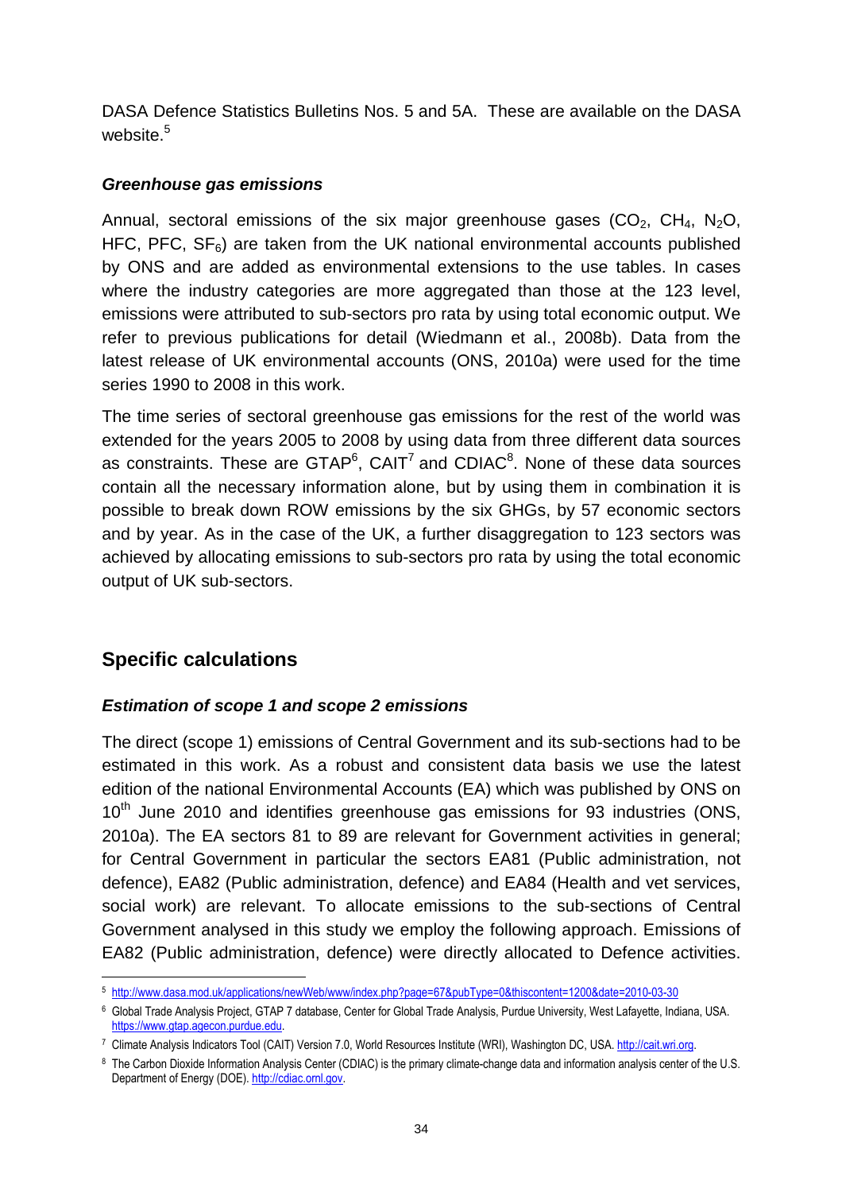DASA Defence Statistics Bulletins Nos. 5 and 5A. These are available on the DASA website.[5]

### *Greenhouse gas emissions*

Annual, sectoral emissions of the six major greenhouse gases ($CO_2$, $CH_4$, $N_2O$, HFC, PFC, $SF_6$) are taken from the UK national environmental accounts published by ONS and are added as environmental extensions to the use tables. In cases where the industry categories are more aggregated than those at the 123 level, emissions were attributed to sub-sectors pro rata by using total economic output. We refer to previous publications for detail (Wiedmann et al., 2008b). Data from the latest release of UK environmental accounts (ONS, 2010a) were used for the time series 1990 to 2008 in this work.

The time series of sectoral greenhouse gas emissions for the rest of the world was extended for the years 2005 to 2008 by using data from three different data sources as constraints. These are GTAP[6], CAIT[7] and CDIAC[8]. None of these data sources contain all the necessary information alone, but by using them in combination it is possible to break down ROW emissions by the six GHGs, by 57 economic sectors and by year. As in the case of the UK, a further disaggregation to 123 sectors was achieved by allocating emissions to sub-sectors pro rata by using the total economic output of UK sub-sectors.

## Specific calculations

### *Estimation of scope 1 and scope 2 emissions*

The direct (scope 1) emissions of Central Government and its sub-sections had to be estimated in this work. As a robust and consistent data basis we use the latest edition of the national Environmental Accounts (EA) which was published by ONS on 10th June 2010 and identifies greenhouse gas emissions for 93 industries (ONS, 2010a). The EA sectors 81 to 89 are relevant for Government activities in general; for Central Government in particular the sectors EA81 (Public administration, not defence), EA82 (Public administration, defence) and EA84 (Health and vet services, social work) are relevant. To allocate emissions to the sub-sections of Central Government analysed in this study we employ the following approach. Emissions of EA82 (Public administration, defence) were directly allocated to Defence activities.

---

[5] http://www.dasa.mod.uk/applications/newWeb/www/index.php?page=67&pubType=0&thiscontent=1200&date=2010-03-30

[6] Global Trade Analysis Project, GTAP 7 database, Center for Global Trade Analysis, Purdue University, West Lafayette, Indiana, USA. https://www.gtap.agecon.purdue.edu.

[7] Climate Analysis Indicators Tool (CAIT) Version 7.0, World Resources Institute (WRI), Washington DC, USA. http://cait.wri.org.

[8] The Carbon Dioxide Information Analysis Center (CDIAC) is the primary climate-change data and information analysis center of the U.S. Department of Energy (DOE). http://cdiac.ornl.gov.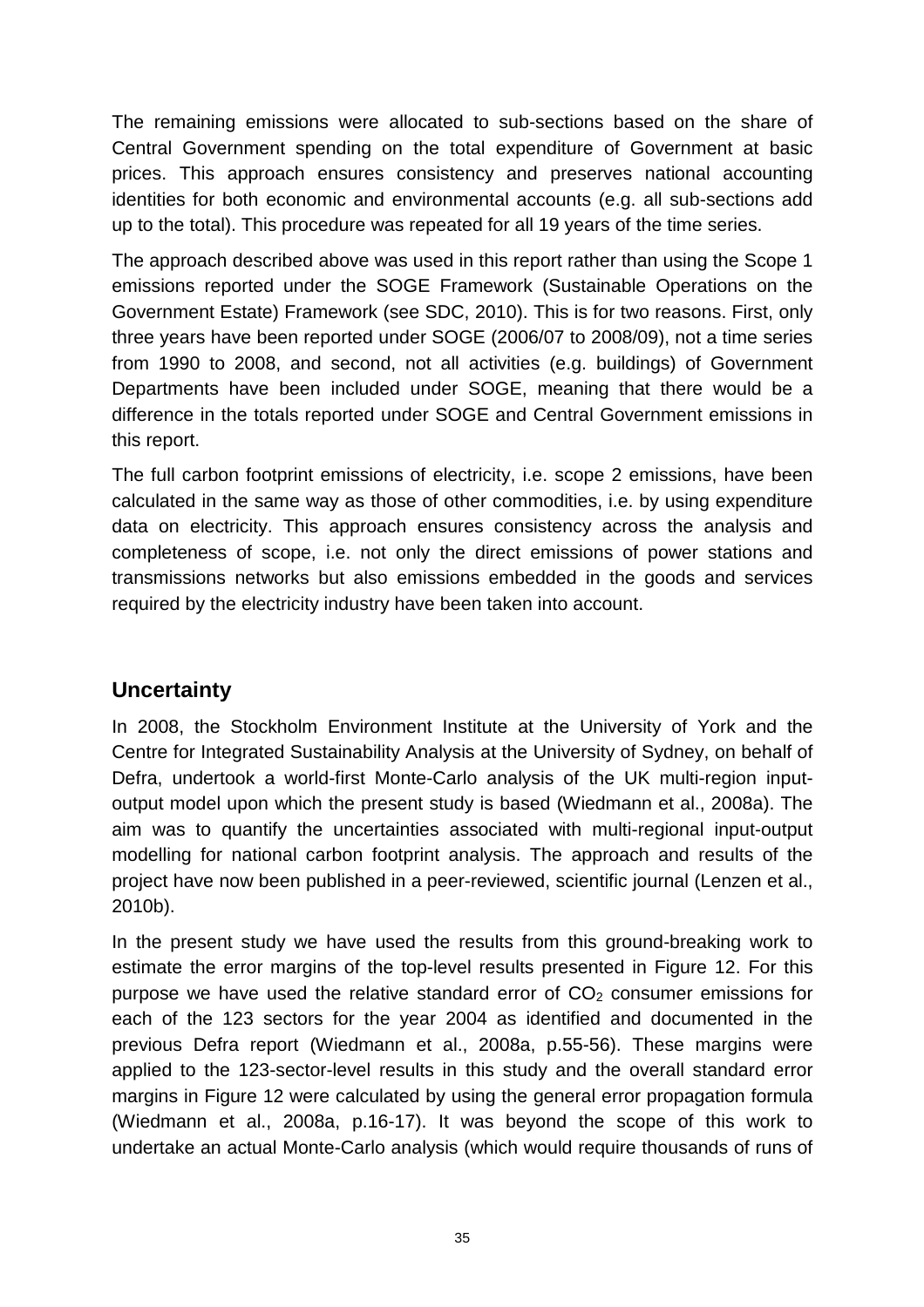The remaining emissions were allocated to sub-sections based on the share of Central Government spending on the total expenditure of Government at basic prices. This approach ensures consistency and preserves national accounting identities for both economic and environmental accounts (e.g. all sub-sections add up to the total). This procedure was repeated for all 19 years of the time series.

The approach described above was used in this report rather than using the Scope 1 emissions reported under the SOGE Framework (Sustainable Operations on the Government Estate) Framework (see SDC, 2010). This is for two reasons. First, only three years have been reported under SOGE (2006/07 to 2008/09), not a time series from 1990 to 2008, and second, not all activities (e.g. buildings) of Government Departments have been included under SOGE, meaning that there would be a difference in the totals reported under SOGE and Central Government emissions in this report.

The full carbon footprint emissions of electricity, i.e. scope 2 emissions, have been calculated in the same way as those of other commodities, i.e. by using expenditure data on electricity. This approach ensures consistency across the analysis and completeness of scope, i.e. not only the direct emissions of power stations and transmissions networks but also emissions embedded in the goods and services required by the electricity industry have been taken into account.

## Uncertainty

In 2008, the Stockholm Environment Institute at the University of York and the Centre for Integrated Sustainability Analysis at the University of Sydney, on behalf of Defra, undertook a world-first Monte-Carlo analysis of the UK multi-region input-output model upon which the present study is based (Wiedmann et al., 2008a). The aim was to quantify the uncertainties associated with multi-regional input-output modelling for national carbon footprint analysis. The approach and results of the project have now been published in a peer-reviewed, scientific journal (Lenzen et al., 2010b).

In the present study we have used the results from this ground-breaking work to estimate the error margins of the top-level results presented in Figure 12. For this purpose we have used the relative standard error of $CO_2$ consumer emissions for each of the 123 sectors for the year 2004 as identified and documented in the previous Defra report (Wiedmann et al., 2008a, p.55-56). These margins were applied to the 123-sector-level results in this study and the overall standard error margins in Figure 12 were calculated by using the general error propagation formula (Wiedmann et al., 2008a, p.16-17). It was beyond the scope of this work to undertake an actual Monte-Carlo analysis (which would require thousands of runs of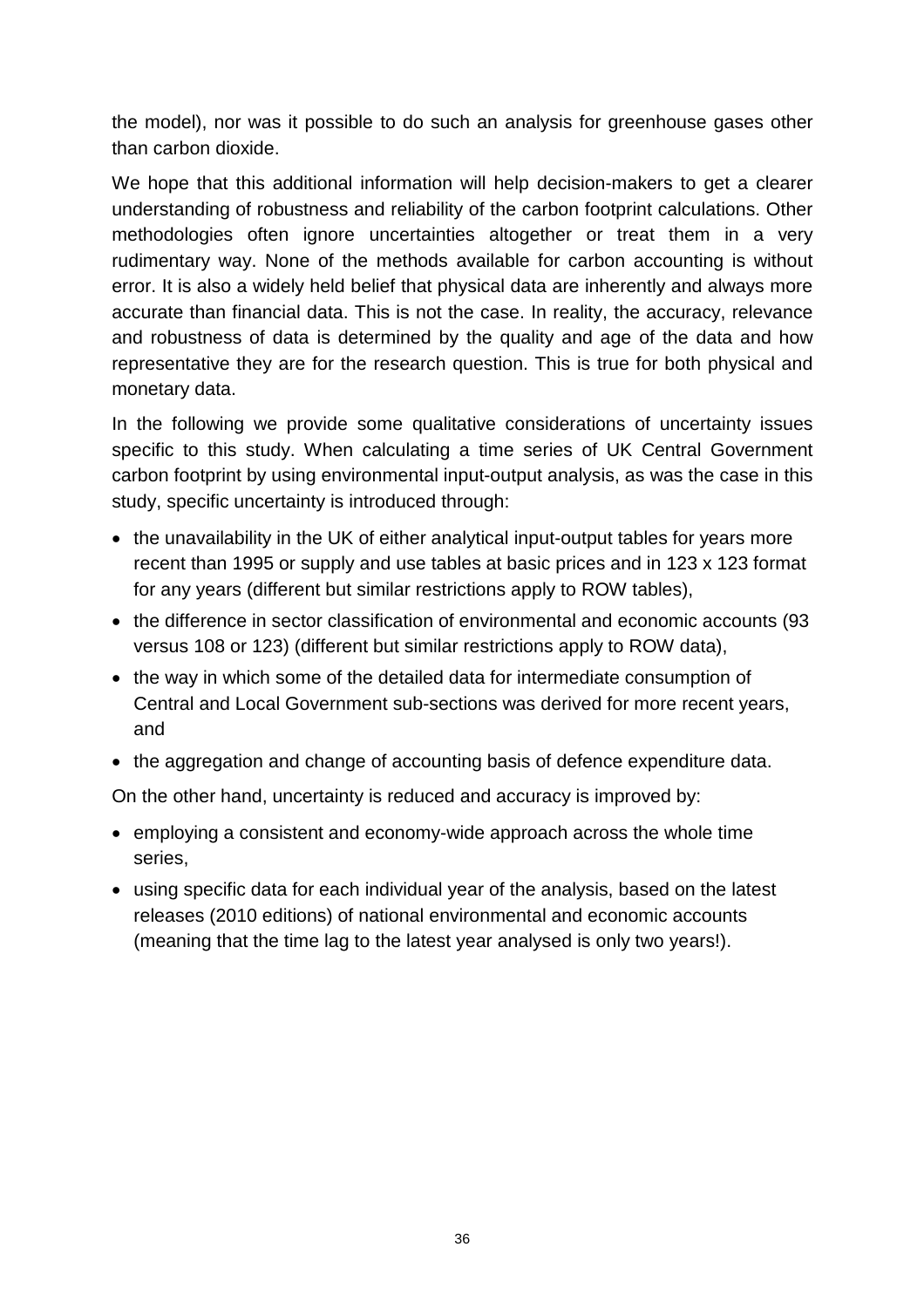the model), nor was it possible to do such an analysis for greenhouse gases other than carbon dioxide.

We hope that this additional information will help decision-makers to get a clearer understanding of robustness and reliability of the carbon footprint calculations. Other methodologies often ignore uncertainties altogether or treat them in a very rudimentary way. None of the methods available for carbon accounting is without error. It is also a widely held belief that physical data are inherently and always more accurate than financial data. This is not the case. In reality, the accuracy, relevance and robustness of data is determined by the quality and age of the data and how representative they are for the research question. This is true for both physical and monetary data.

In the following we provide some qualitative considerations of uncertainty issues specific to this study. When calculating a time series of UK Central Government carbon footprint by using environmental input-output analysis, as was the case in this study, specific uncertainty is introduced through:

- the unavailability in the UK of either analytical input-output tables for years more recent than 1995 or supply and use tables at basic prices and in 123 x 123 format for any years (different but similar restrictions apply to ROW tables),
- the difference in sector classification of environmental and economic accounts (93 versus 108 or 123) (different but similar restrictions apply to ROW data),
- the way in which some of the detailed data for intermediate consumption of Central and Local Government sub-sections was derived for more recent years, and
- the aggregation and change of accounting basis of defence expenditure data.

On the other hand, uncertainty is reduced and accuracy is improved by:

- employing a consistent and economy-wide approach across the whole time series,
- using specific data for each individual year of the analysis, based on the latest releases (2010 editions) of national environmental and economic accounts (meaning that the time lag to the latest year analysed is only two years!).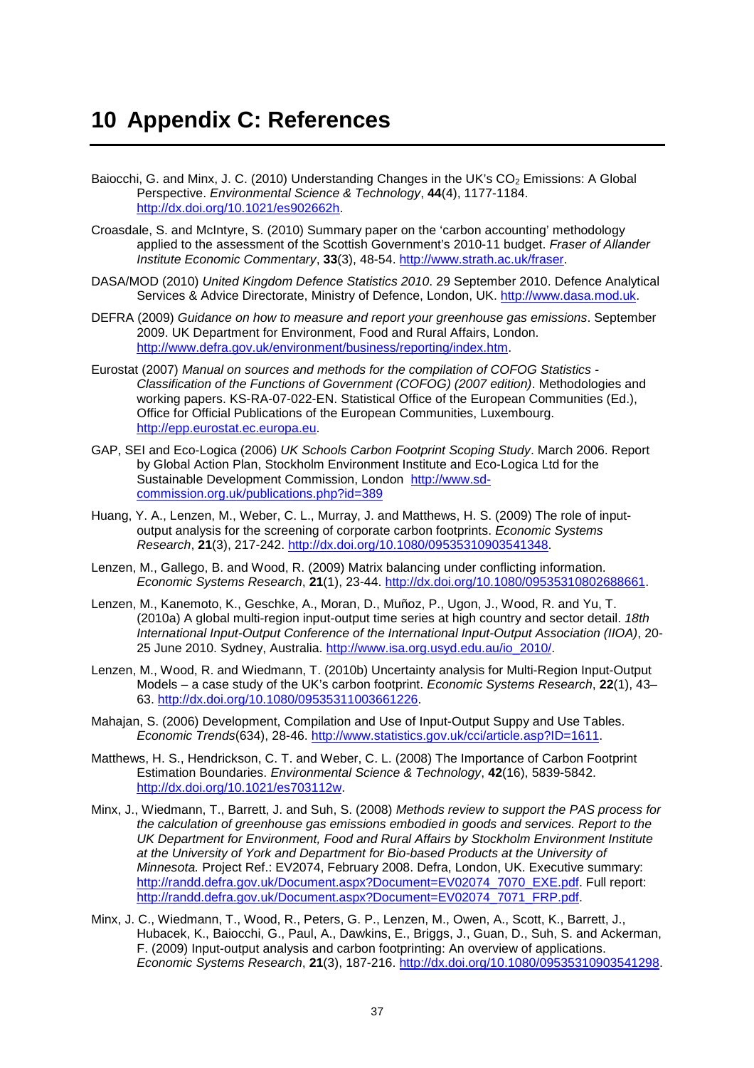# 10 Appendix C: References

Baiocchi, G. and Minx, J. C. (2010) Understanding Changes in the UK's $CO_2$ Emissions: A Global Perspective. *Environmental Science & Technology*, **44**(4), 1177-1184. http://dx.doi.org/10.1021/es902662h.

Croasdale, S. and McIntyre, S. (2010) Summary paper on the 'carbon accounting' methodology applied to the assessment of the Scottish Government's 2010-11 budget. *Fraser of Allander Institute Economic Commentary*, **33**(3), 48-54. http://www.strath.ac.uk/fraser.

DASA/MOD (2010) *United Kingdom Defence Statistics 2010*. 29 September 2010. Defence Analytical Services & Advice Directorate, Ministry of Defence, London, UK. http://www.dasa.mod.uk.

DEFRA (2009) *Guidance on how to measure and report your greenhouse gas emissions*. September 2009. UK Department for Environment, Food and Rural Affairs, London. http://www.defra.gov.uk/environment/business/reporting/index.htm.

Eurostat (2007) *Manual on sources and methods for the compilation of COFOG Statistics - Classification of the Functions of Government (COFOG) (2007 edition)*. Methodologies and working papers. KS-RA-07-022-EN. Statistical Office of the European Communities (Ed.), Office for Official Publications of the European Communities, Luxembourg. http://epp.eurostat.ec.europa.eu.

GAP, SEI and Eco-Logica (2006) *UK Schools Carbon Footprint Scoping Study*. March 2006. Report by Global Action Plan, Stockholm Environment Institute and Eco-Logica Ltd for the Sustainable Development Commission, London http://www.sd-commission.org.uk/publications.php?id=389

Huang, Y. A., Lenzen, M., Weber, C. L., Murray, J. and Matthews, H. S. (2009) The role of input-output analysis for the screening of corporate carbon footprints. *Economic Systems Research*, **21**(3), 217-242. http://dx.doi.org/10.1080/09535310903541348.

Lenzen, M., Gallego, B. and Wood, R. (2009) Matrix balancing under conflicting information. *Economic Systems Research*, **21**(1), 23-44. http://dx.doi.org/10.1080/09535310802688661.

Lenzen, M., Kanemoto, K., Geschke, A., Moran, D., Muñoz, P., Ugon, J., Wood, R. and Yu, T. (2010a) A global multi-region input-output time series at high country and sector detail. *18th International Input-Output Conference of the International Input-Output Association (IIOA)*, 20-25 June 2010. Sydney, Australia. http://www.isa.org.usyd.edu.au/io_2010/.

Lenzen, M., Wood, R. and Wiedmann, T. (2010b) Uncertainty analysis for Multi-Region Input-Output Models – a case study of the UK's carbon footprint. *Economic Systems Research*, **22**(1), 43–63. http://dx.doi.org/10.1080/09535311003661226.

Mahajan, S. (2006) Development, Compilation and Use of Input-Output Suppy and Use Tables. *Economic Trends*(634), 28-46. http://www.statistics.gov.uk/cci/article.asp?ID=1611.

Matthews, H. S., Hendrickson, C. T. and Weber, C. L. (2008) The Importance of Carbon Footprint Estimation Boundaries. *Environmental Science & Technology*, **42**(16), 5839-5842. http://dx.doi.org/10.1021/es703112w.

Minx, J., Wiedmann, T., Barrett, J. and Suh, S. (2008) *Methods review to support the PAS process for the calculation of greenhouse gas emissions embodied in goods and services. Report to the UK Department for Environment, Food and Rural Affairs by Stockholm Environment Institute at the University of York and Department for Bio-based Products at the University of Minnesota.* Project Ref.: EV2074, February 2008. Defra, London, UK. Executive summary: http://randd.defra.gov.uk/Document.aspx?Document=EV02074_7070_EXE.pdf. Full report: http://randd.defra.gov.uk/Document.aspx?Document=EV02074_7071_FRP.pdf.

Minx, J. C., Wiedmann, T., Wood, R., Peters, G. P., Lenzen, M., Owen, A., Scott, K., Barrett, J., Hubacek, K., Baiocchi, G., Paul, A., Dawkins, E., Briggs, J., Guan, D., Suh, S. and Ackerman, F. (2009) Input-output analysis and carbon footprinting: An overview of applications. *Economic Systems Research*, **21**(3), 187-216. http://dx.doi.org/10.1080/09535310903541298.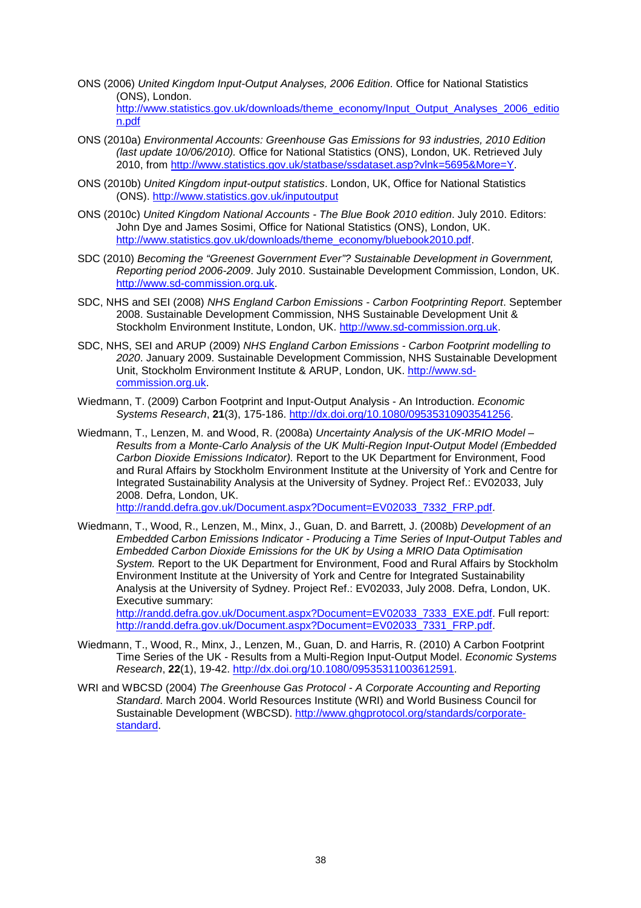ONS (2006) *United Kingdom Input-Output Analyses, 2006 Edition*. Office for National Statistics (ONS), London. http://www.statistics.gov.uk/downloads/theme_economy/Input_Output_Analyses_2006_edition.pdf

ONS (2010a) *Environmental Accounts: Greenhouse Gas Emissions for 93 industries, 2010 Edition (last update 10/06/2010).* Office for National Statistics (ONS), London, UK. Retrieved July 2010, from http://www.statistics.gov.uk/statbase/ssdataset.asp?vlnk=5695&More=Y.

ONS (2010b) *United Kingdom input-output statistics*. London, UK, Office for National Statistics (ONS). http://www.statistics.gov.uk/inputoutput

ONS (2010c) *United Kingdom National Accounts - The Blue Book 2010 edition*. July 2010. Editors: John Dye and James Sosimi, Office for National Statistics (ONS), London, UK. http://www.statistics.gov.uk/downloads/theme_economy/bluebook2010.pdf.

SDC (2010) *Becoming the "Greenest Government Ever"? Sustainable Development in Government, Reporting period 2006-2009*. July 2010. Sustainable Development Commission, London, UK. http://www.sd-commission.org.uk.

SDC, NHS and SEI (2008) *NHS England Carbon Emissions - Carbon Footprinting Report*. September 2008. Sustainable Development Commission, NHS Sustainable Development Unit & Stockholm Environment Institute, London, UK. http://www.sd-commission.org.uk.

SDC, NHS, SEI and ARUP (2009) *NHS England Carbon Emissions - Carbon Footprint modelling to 2020*. January 2009. Sustainable Development Commission, NHS Sustainable Development Unit, Stockholm Environment Institute & ARUP, London, UK. http://www.sd-commission.org.uk.

Wiedmann, T. (2009) Carbon Footprint and Input-Output Analysis - An Introduction. *Economic Systems Research*, **21**(3), 175-186. http://dx.doi.org/10.1080/09535310903541256.

Wiedmann, T., Lenzen, M. and Wood, R. (2008a) *Uncertainty Analysis of the UK-MRIO Model – Results from a Monte-Carlo Analysis of the UK Multi-Region Input-Output Model (Embedded Carbon Dioxide Emissions Indicator).* Report to the UK Department for Environment, Food and Rural Affairs by Stockholm Environment Institute at the University of York and Centre for Integrated Sustainability Analysis at the University of Sydney. Project Ref.: EV02033, July 2008. Defra, London, UK. http://randd.defra.gov.uk/Document.aspx?Document=EV02033_7332_FRP.pdf.

Wiedmann, T., Wood, R., Lenzen, M., Minx, J., Guan, D. and Barrett, J. (2008b) *Development of an Embedded Carbon Emissions Indicator - Producing a Time Series of Input-Output Tables and Embedded Carbon Dioxide Emissions for the UK by Using a MRIO Data Optimisation System.* Report to the UK Department for Environment, Food and Rural Affairs by Stockholm Environment Institute at the University of York and Centre for Integrated Sustainability Analysis at the University of Sydney. Project Ref.: EV02033, July 2008. Defra, London, UK. Executive summary: http://randd.defra.gov.uk/Document.aspx?Document=EV02033_7333_EXE.pdf. Full report: http://randd.defra.gov.uk/Document.aspx?Document=EV02033_7331_FRP.pdf.

Wiedmann, T., Wood, R., Minx, J., Lenzen, M., Guan, D. and Harris, R. (2010) A Carbon Footprint Time Series of the UK - Results from a Multi-Region Input-Output Model. *Economic Systems Research*, **22**(1), 19-42. http://dx.doi.org/10.1080/09535311003612591.

WRI and WBCSD (2004) *The Greenhouse Gas Protocol - A Corporate Accounting and Reporting Standard*. March 2004. World Resources Institute (WRI) and World Business Council for Sustainable Development (WBCSD). http://www.ghgprotocol.org/standards/corporate-standard.